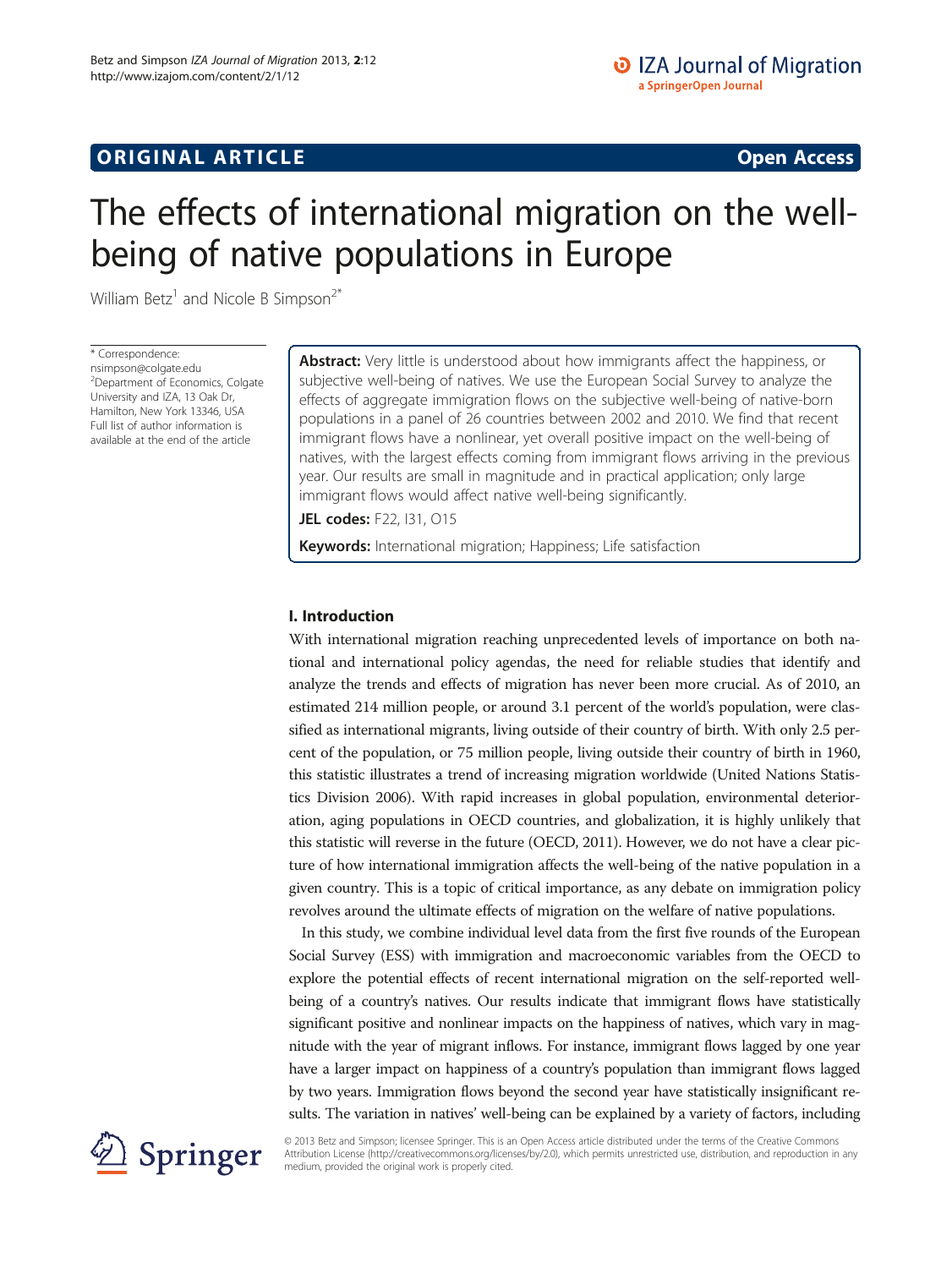ORIGINAL ARTICLE

Open Access

# The effects of international migration on the well-being of native populations in Europe

William Betz[1] and Nicole B Simpson[2*]

\* Correspondence: nsimpson@colgate.edu
[2]Department of Economics, Colgate University and IZA, 13 Oak Dr, Hamilton, New York 13346, USA
Full list of author information is available at the end of the article

**Abstract:** Very little is understood about how immigrants affect the happiness, or subjective well-being of natives. We use the European Social Survey to analyze the effects of aggregate immigration flows on the subjective well-being of native-born populations in a panel of 26 countries between 2002 and 2010. We find that recent immigrant flows have a nonlinear, yet overall positive impact on the well-being of natives, with the largest effects coming from immigrant flows arriving in the previous year. Our results are small in magnitude and in practical application; only large immigrant flows would affect native well-being significantly.

**JEL codes:** F22, I31, O15

**Keywords:** International migration; Happiness; Life satisfaction

## I. Introduction

With international migration reaching unprecedented levels of importance on both national and international policy agendas, the need for reliable studies that identify and analyze the trends and effects of migration has never been more crucial. As of 2010, an estimated 214 million people, or around 3.1 percent of the world's population, were classified as international migrants, living outside of their country of birth. With only 2.5 percent of the population, or 75 million people, living outside their country of birth in 1960, this statistic illustrates a trend of increasing migration worldwide (United Nations Statistics Division 2006). With rapid increases in global population, environmental deterioration, aging populations in OECD countries, and globalization, it is highly unlikely that this statistic will reverse in the future (OECD, 2011). However, we do not have a clear picture of how international immigration affects the well-being of the native population in a given country. This is a topic of critical importance, as any debate on immigration policy revolves around the ultimate effects of migration on the welfare of native populations.

In this study, we combine individual level data from the first five rounds of the European Social Survey (ESS) with immigration and macroeconomic variables from the OECD to explore the potential effects of recent international migration on the self-reported well-being of a country's natives. Our results indicate that immigrant flows have statistically significant positive and nonlinear impacts on the happiness of natives, which vary in magnitude with the year of migrant inflows. For instance, immigrant flows lagged by one year have a larger impact on happiness of a country's population than immigrant flows lagged by two years. Immigration flows beyond the second year have statistically insignificant results. The variation in natives' well-being can be explained by a variety of factors, including

© 2013 Betz and Simpson; licensee Springer. This is an Open Access article distributed under the terms of the Creative Commons Attribution License (http://creativecommons.org/licenses/by/2.0), which permits unrestricted use, distribution, and reproduction in any medium, provided the original work is properly cited.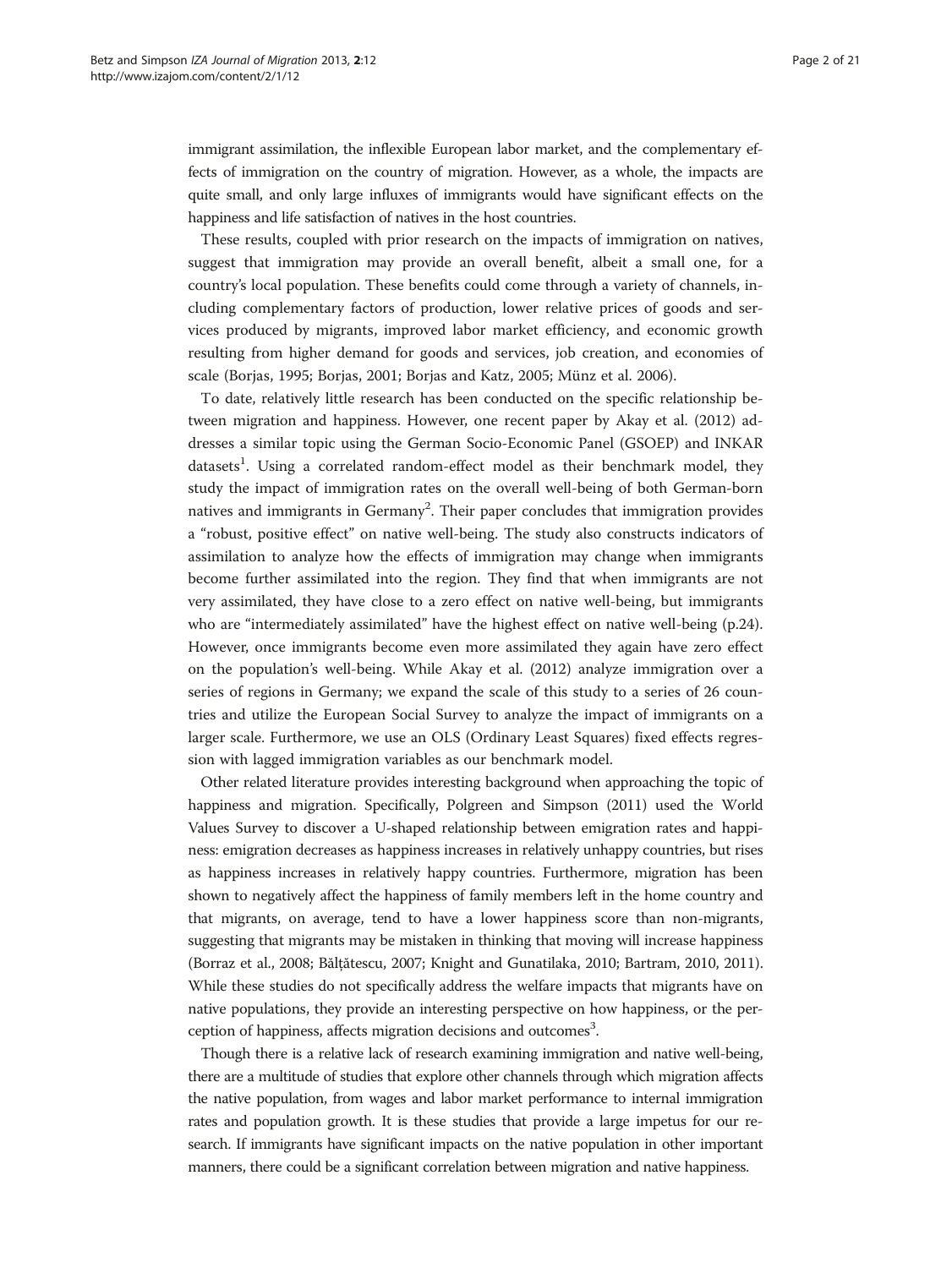immigrant assimilation, the inflexible European labor market, and the complementary effects of immigration on the country of migration. However, as a whole, the impacts are quite small, and only large influxes of immigrants would have significant effects on the happiness and life satisfaction of natives in the host countries.

These results, coupled with prior research on the impacts of immigration on natives, suggest that immigration may provide an overall benefit, albeit a small one, for a country's local population. These benefits could come through a variety of channels, including complementary factors of production, lower relative prices of goods and services produced by migrants, improved labor market efficiency, and economic growth resulting from higher demand for goods and services, job creation, and economies of scale (Borjas, 1995; Borjas, 2001; Borjas and Katz, 2005; Münz et al. 2006).

To date, relatively little research has been conducted on the specific relationship between migration and happiness. However, one recent paper by Akay et al. (2012) addresses a similar topic using the German Socio-Economic Panel (GSOEP) and INKAR datasets[1]. Using a correlated random-effect model as their benchmark model, they study the impact of immigration rates on the overall well-being of both German-born natives and immigrants in Germany[2]. Their paper concludes that immigration provides a "robust, positive effect" on native well-being. The study also constructs indicators of assimilation to analyze how the effects of immigration may change when immigrants become further assimilated into the region. They find that when immigrants are not very assimilated, they have close to a zero effect on native well-being, but immigrants who are "intermediately assimilated" have the highest effect on native well-being (p.24). However, once immigrants become even more assimilated they again have zero effect on the population's well-being. While Akay et al. (2012) analyze immigration over a series of regions in Germany; we expand the scale of this study to a series of 26 countries and utilize the European Social Survey to analyze the impact of immigrants on a larger scale. Furthermore, we use an OLS (Ordinary Least Squares) fixed effects regression with lagged immigration variables as our benchmark model.

Other related literature provides interesting background when approaching the topic of happiness and migration. Specifically, Polgreen and Simpson (2011) used the World Values Survey to discover a U-shaped relationship between emigration rates and happiness: emigration decreases as happiness increases in relatively unhappy countries, but rises as happiness increases in relatively happy countries. Furthermore, migration has been shown to negatively affect the happiness of family members left in the home country and that migrants, on average, tend to have a lower happiness score than non-migrants, suggesting that migrants may be mistaken in thinking that moving will increase happiness (Borraz et al., 2008; Bălțătescu, 2007; Knight and Gunatilaka, 2010; Bartram, 2010, 2011). While these studies do not specifically address the welfare impacts that migrants have on native populations, they provide an interesting perspective on how happiness, or the perception of happiness, affects migration decisions and outcomes[3].

Though there is a relative lack of research examining immigration and native well-being, there are a multitude of studies that explore other channels through which migration affects the native population, from wages and labor market performance to internal immigration rates and population growth. It is these studies that provide a large impetus for our research. If immigrants have significant impacts on the native population in other important manners, there could be a significant correlation between migration and native happiness.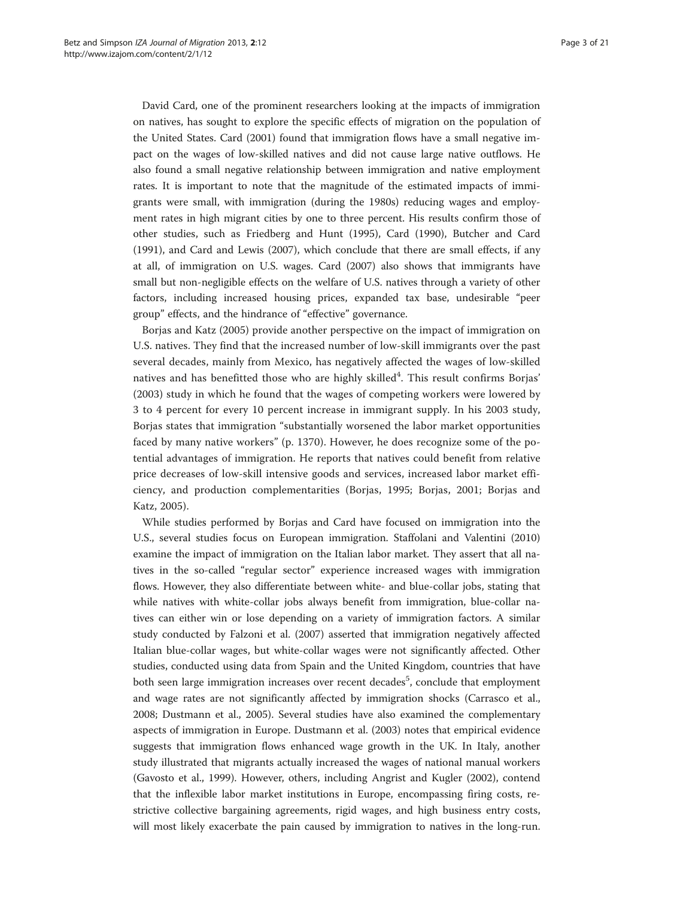David Card, one of the prominent researchers looking at the impacts of immigration on natives, has sought to explore the specific effects of migration on the population of the United States. Card (2001) found that immigration flows have a small negative impact on the wages of low-skilled natives and did not cause large native outflows. He also found a small negative relationship between immigration and native employment rates. It is important to note that the magnitude of the estimated impacts of immigrants were small, with immigration (during the 1980s) reducing wages and employment rates in high migrant cities by one to three percent. His results confirm those of other studies, such as Friedberg and Hunt (1995), Card (1990), Butcher and Card (1991), and Card and Lewis (2007), which conclude that there are small effects, if any at all, of immigration on U.S. wages. Card (2007) also shows that immigrants have small but non-negligible effects on the welfare of U.S. natives through a variety of other factors, including increased housing prices, expanded tax base, undesirable "peer group" effects, and the hindrance of "effective" governance.

Borjas and Katz (2005) provide another perspective on the impact of immigration on U.S. natives. They find that the increased number of low-skill immigrants over the past several decades, mainly from Mexico, has negatively affected the wages of low-skilled natives and has benefitted those who are highly skilled[4]. This result confirms Borjas' (2003) study in which he found that the wages of competing workers were lowered by 3 to 4 percent for every 10 percent increase in immigrant supply. In his 2003 study, Borjas states that immigration "substantially worsened the labor market opportunities faced by many native workers" (p. 1370). However, he does recognize some of the potential advantages of immigration. He reports that natives could benefit from relative price decreases of low-skill intensive goods and services, increased labor market efficiency, and production complementarities (Borjas, 1995; Borjas, 2001; Borjas and Katz, 2005).

While studies performed by Borjas and Card have focused on immigration into the U.S., several studies focus on European immigration. Staffolani and Valentini (2010) examine the impact of immigration on the Italian labor market. They assert that all natives in the so-called "regular sector" experience increased wages with immigration flows. However, they also differentiate between white- and blue-collar jobs, stating that while natives with white-collar jobs always benefit from immigration, blue-collar natives can either win or lose depending on a variety of immigration factors. A similar study conducted by Falzoni et al. (2007) asserted that immigration negatively affected Italian blue-collar wages, but white-collar wages were not significantly affected. Other studies, conducted using data from Spain and the United Kingdom, countries that have both seen large immigration increases over recent decades[5], conclude that employment and wage rates are not significantly affected by immigration shocks (Carrasco et al., 2008; Dustmann et al., 2005). Several studies have also examined the complementary aspects of immigration in Europe. Dustmann et al. (2003) notes that empirical evidence suggests that immigration flows enhanced wage growth in the UK. In Italy, another study illustrated that migrants actually increased the wages of national manual workers (Gavosto et al., 1999). However, others, including Angrist and Kugler (2002), contend that the inflexible labor market institutions in Europe, encompassing firing costs, restrictive collective bargaining agreements, rigid wages, and high business entry costs, will most likely exacerbate the pain caused by immigration to natives in the long-run.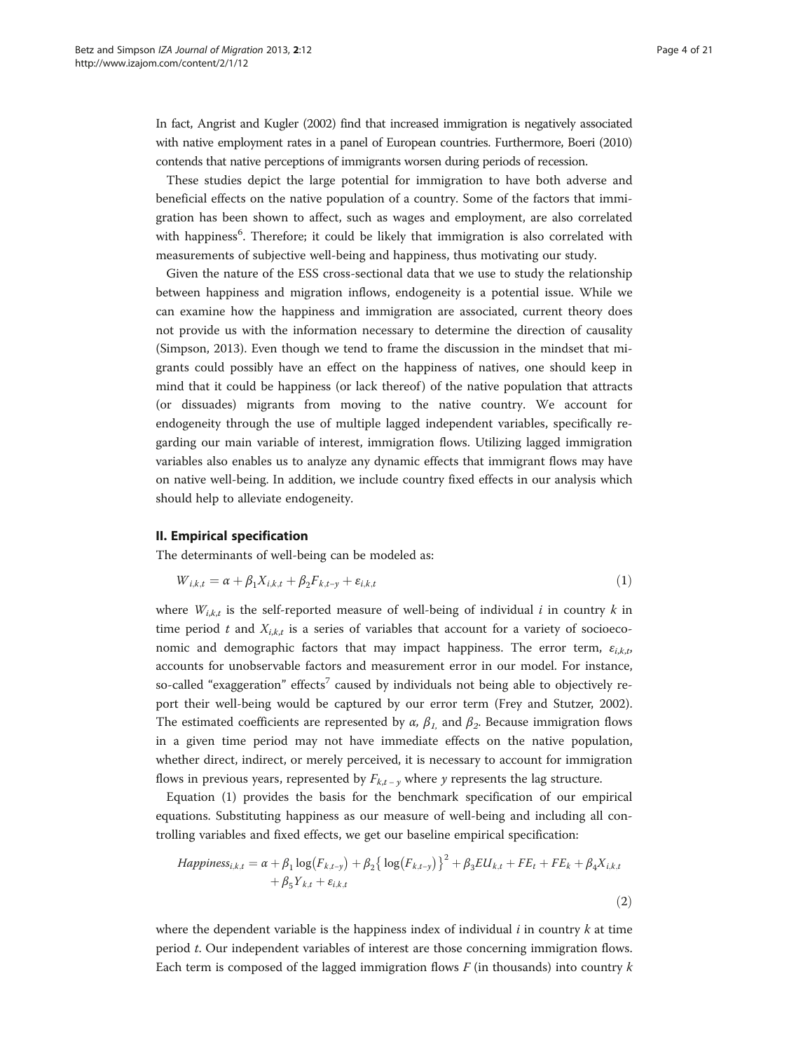In fact, Angrist and Kugler (2002) find that increased immigration is negatively associated with native employment rates in a panel of European countries. Furthermore, Boeri (2010) contends that native perceptions of immigrants worsen during periods of recession.

These studies depict the large potential for immigration to have both adverse and beneficial effects on the native population of a country. Some of the factors that immigration has been shown to affect, such as wages and employment, are also correlated with happiness[6]. Therefore; it could be likely that immigration is also correlated with measurements of subjective well-being and happiness, thus motivating our study.

Given the nature of the ESS cross-sectional data that we use to study the relationship between happiness and migration inflows, endogeneity is a potential issue. While we can examine how the happiness and immigration are associated, current theory does not provide us with the information necessary to determine the direction of causality (Simpson, 2013). Even though we tend to frame the discussion in the mindset that migrants could possibly have an effect on the happiness of natives, one should keep in mind that it could be happiness (or lack thereof) of the native population that attracts (or dissuades) migrants from moving to the native country. We account for endogeneity through the use of multiple lagged independent variables, specifically regarding our main variable of interest, immigration flows. Utilizing lagged immigration variables also enables us to analyze any dynamic effects that immigrant flows may have on native well-being. In addition, we include country fixed effects in our analysis which should help to alleviate endogeneity.

## II. Empirical specification

The determinants of well-being can be modeled as:

$$W_{i,k,t} = \alpha + \beta_1 X_{i,k,t} + \beta_2 F_{k,t-y} + \varepsilon_{i,k,t} \tag{1}$$

where $W_{i,k,t}$ is the self-reported measure of well-being of individual $i$ in country $k$ in time period $t$ and $X_{i,k,t}$ is a series of variables that account for a variety of socioeconomic and demographic factors that may impact happiness. The error term, $\varepsilon_{i,k,t}$, accounts for unobservable factors and measurement error in our model. For instance, so-called "exaggeration" effects[7] caused by individuals not being able to objectively report their well-being would be captured by our error term (Frey and Stutzer, 2002). The estimated coefficients are represented by $\alpha$, $\beta_1$, and $\beta_2$. Because immigration flows in a given time period may not have immediate effects on the native population, whether direct, indirect, or merely perceived, it is necessary to account for immigration flows in previous years, represented by $F_{k,t-y}$ where $y$ represents the lag structure.

Equation (1) provides the basis for the benchmark specification of our empirical equations. Substituting happiness as our measure of well-being and including all controlling variables and fixed effects, we get our baseline empirical specification:

$$Happiness_{i,k,t} = \alpha + \beta_1 \log(F_{k,t-y}) + \beta_2 \{\log(F_{k,t-y})\}^2 + \beta_3 EU_{k,t} + FE_t + FE_k + \beta_4 X_{i,k,t} + \beta_5 Y_{k,t} + \varepsilon_{i,k,t} \tag{2}$$

where the dependent variable is the happiness index of individual $i$ in country $k$ at time period $t$. Our independent variables of interest are those concerning immigration flows. Each term is composed of the lagged immigration flows $F$ (in thousands) into country $k$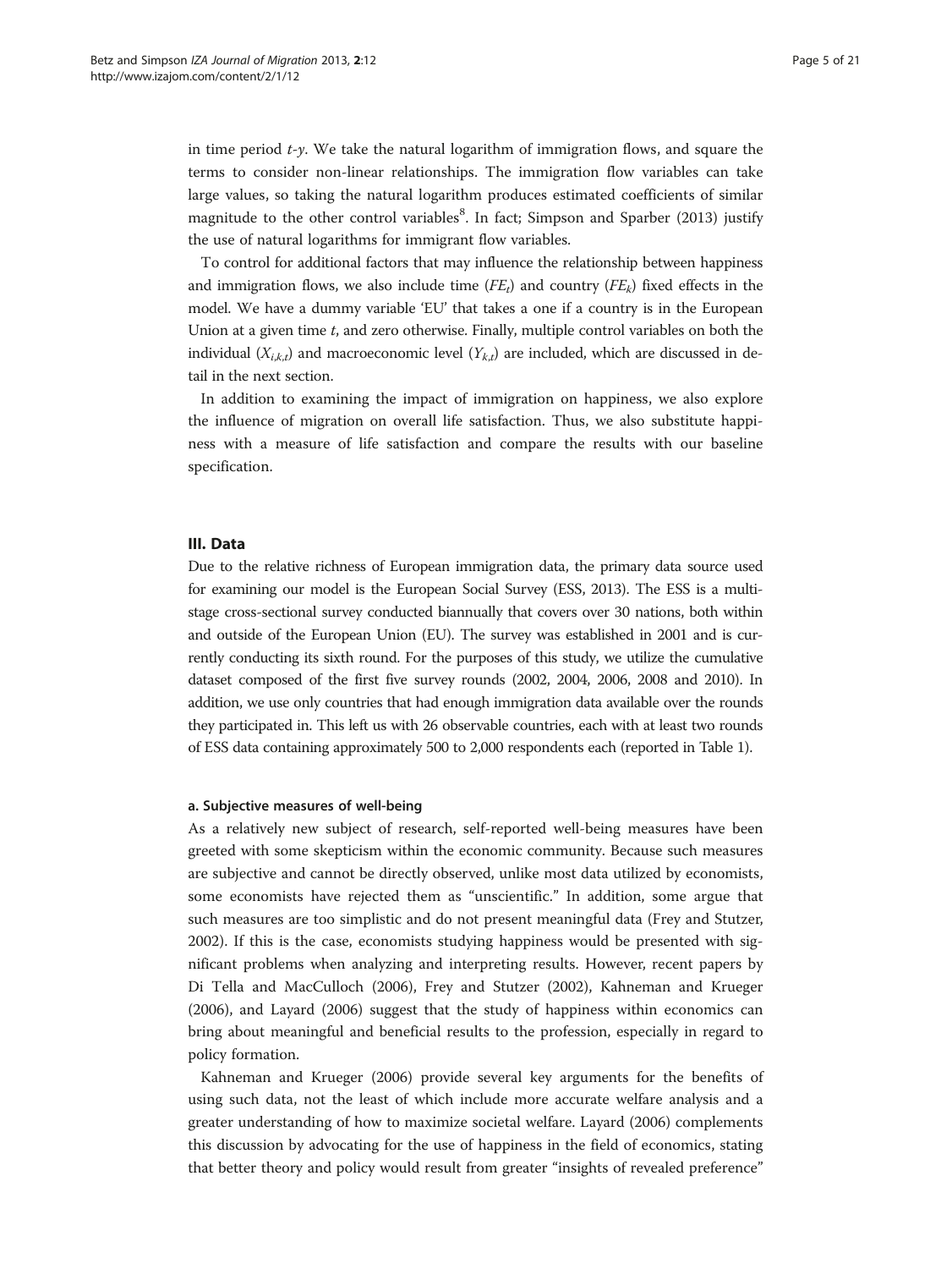in time period $t$-$y$. We take the natural logarithm of immigration flows, and square the terms to consider non-linear relationships. The immigration flow variables can take large values, so taking the natural logarithm produces estimated coefficients of similar magnitude to the other control variables[8]. In fact; Simpson and Sparber (2013) justify the use of natural logarithms for immigrant flow variables.

To control for additional factors that may influence the relationship between happiness and immigration flows, we also include time ($FE_t$) and country ($FE_k$) fixed effects in the model. We have a dummy variable 'EU' that takes a one if a country is in the European Union at a given time $t$, and zero otherwise. Finally, multiple control variables on both the individual ($X_{i,k,t}$) and macroeconomic level ($Y_{k,t}$) are included, which are discussed in detail in the next section.

In addition to examining the impact of immigration on happiness, we also explore the influence of migration on overall life satisfaction. Thus, we also substitute happiness with a measure of life satisfaction and compare the results with our baseline specification.

## III. Data

Due to the relative richness of European immigration data, the primary data source used for examining our model is the European Social Survey (ESS, 2013). The ESS is a multi-stage cross-sectional survey conducted biannually that covers over 30 nations, both within and outside of the European Union (EU). The survey was established in 2001 and is currently conducting its sixth round. For the purposes of this study, we utilize the cumulative dataset composed of the first five survey rounds (2002, 2004, 2006, 2008 and 2010). In addition, we use only countries that had enough immigration data available over the rounds they participated in. This left us with 26 observable countries, each with at least two rounds of ESS data containing approximately 500 to 2,000 respondents each (reported in Table 1).

### a. Subjective measures of well-being

As a relatively new subject of research, self-reported well-being measures have been greeted with some skepticism within the economic community. Because such measures are subjective and cannot be directly observed, unlike most data utilized by economists, some economists have rejected them as "unscientific." In addition, some argue that such measures are too simplistic and do not present meaningful data (Frey and Stutzer, 2002). If this is the case, economists studying happiness would be presented with significant problems when analyzing and interpreting results. However, recent papers by Di Tella and MacCulloch (2006), Frey and Stutzer (2002), Kahneman and Krueger (2006), and Layard (2006) suggest that the study of happiness within economics can bring about meaningful and beneficial results to the profession, especially in regard to policy formation.

Kahneman and Krueger (2006) provide several key arguments for the benefits of using such data, not the least of which include more accurate welfare analysis and a greater understanding of how to maximize societal welfare. Layard (2006) complements this discussion by advocating for the use of happiness in the field of economics, stating that better theory and policy would result from greater "insights of revealed preference"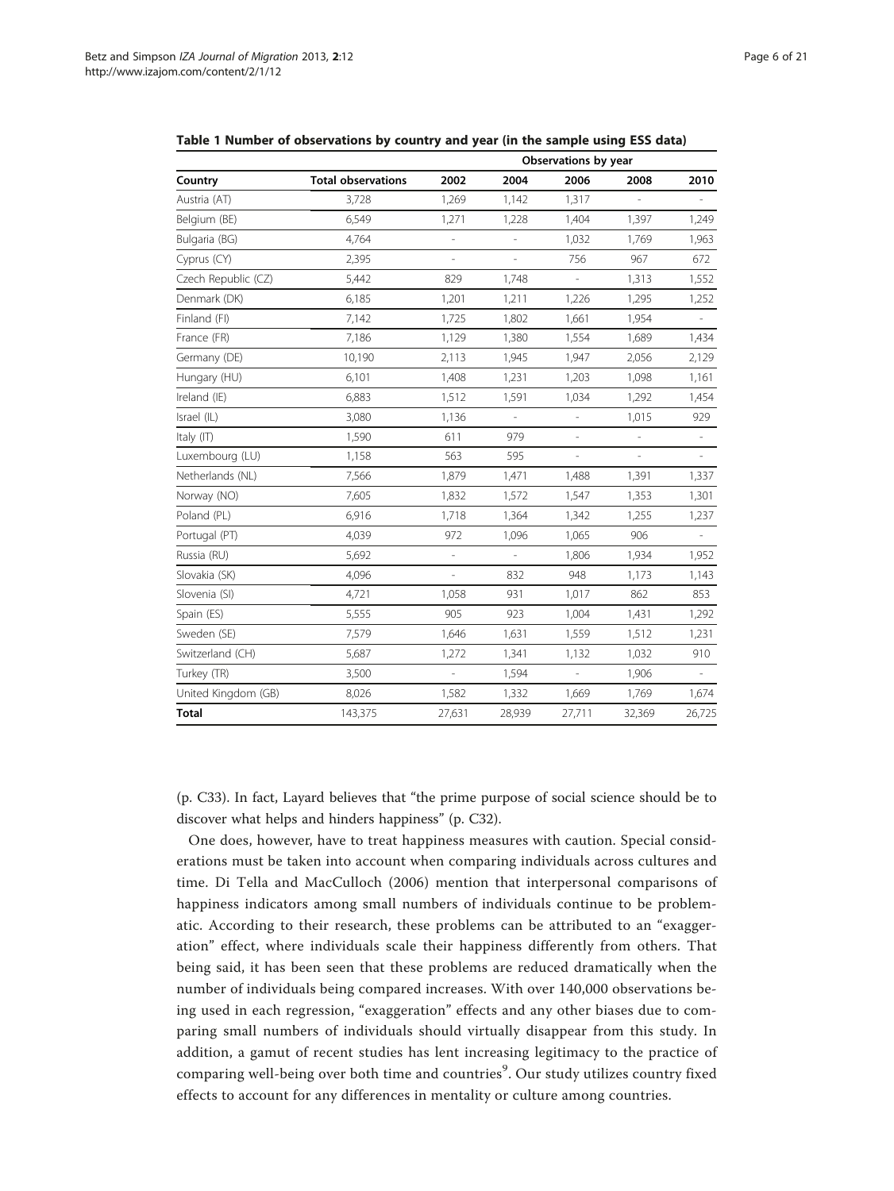**Table 1 Number of observations by country and year (in the sample using ESS data)**

| | | Observations by year | | | | |
|---|---|---|---|---|---|---|
| Country | Total observations | 2002 | 2004 | 2006 | 2008 | 2010 |
| Austria (AT) | 3,728 | 1,269 | 1,142 | 1,317 | - | - |
| Belgium (BE) | 6,549 | 1,271 | 1,228 | 1,404 | 1,397 | 1,249 |
| Bulgaria (BG) | 4,764 | - | - | 1,032 | 1,769 | 1,963 |
| Cyprus (CY) | 2,395 | - | - | 756 | 967 | 672 |
| Czech Republic (CZ) | 5,442 | 829 | 1,748 | - | 1,313 | 1,552 |
| Denmark (DK) | 6,185 | 1,201 | 1,211 | 1,226 | 1,295 | 1,252 |
| Finland (FI) | 7,142 | 1,725 | 1,802 | 1,661 | 1,954 | - |
| France (FR) | 7,186 | 1,129 | 1,380 | 1,554 | 1,689 | 1,434 |
| Germany (DE) | 10,190 | 2,113 | 1,945 | 1,947 | 2,056 | 2,129 |
| Hungary (HU) | 6,101 | 1,408 | 1,231 | 1,203 | 1,098 | 1,161 |
| Ireland (IE) | 6,883 | 1,512 | 1,591 | 1,034 | 1,292 | 1,454 |
| Israel (IL) | 3,080 | 1,136 | - | - | 1,015 | 929 |
| Italy (IT) | 1,590 | 611 | 979 | - | - | - |
| Luxembourg (LU) | 1,158 | 563 | 595 | - | - | - |
| Netherlands (NL) | 7,566 | 1,879 | 1,471 | 1,488 | 1,391 | 1,337 |
| Norway (NO) | 7,605 | 1,832 | 1,572 | 1,547 | 1,353 | 1,301 |
| Poland (PL) | 6,916 | 1,718 | 1,364 | 1,342 | 1,255 | 1,237 |
| Portugal (PT) | 4,039 | 972 | 1,096 | 1,065 | 906 | - |
| Russia (RU) | 5,692 | - | - | 1,806 | 1,934 | 1,952 |
| Slovakia (SK) | 4,096 | - | 832 | 948 | 1,173 | 1,143 |
| Slovenia (SI) | 4,721 | 1,058 | 931 | 1,017 | 862 | 853 |
| Spain (ES) | 5,555 | 905 | 923 | 1,004 | 1,431 | 1,292 |
| Sweden (SE) | 7,579 | 1,646 | 1,631 | 1,559 | 1,512 | 1,231 |
| Switzerland (CH) | 5,687 | 1,272 | 1,341 | 1,132 | 1,032 | 910 |
| Turkey (TR) | 3,500 | - | 1,594 | - | 1,906 | - |
| United Kingdom (GB) | 8,026 | 1,582 | 1,332 | 1,669 | 1,769 | 1,674 |
| **Total** | 143,375 | 27,631 | 28,939 | 27,711 | 32,369 | 26,725 |

(p. C33). In fact, Layard believes that "the prime purpose of social science should be to discover what helps and hinders happiness" (p. C32).

One does, however, have to treat happiness measures with caution. Special considerations must be taken into account when comparing individuals across cultures and time. Di Tella and MacCulloch (2006) mention that interpersonal comparisons of happiness indicators among small numbers of individuals continue to be problematic. According to their research, these problems can be attributed to an "exaggeration" effect, where individuals scale their happiness differently from others. That being said, it has been seen that these problems are reduced dramatically when the number of individuals being compared increases. With over 140,000 observations being used in each regression, "exaggeration" effects and any other biases due to comparing small numbers of individuals should virtually disappear from this study. In addition, a gamut of recent studies has lent increasing legitimacy to the practice of comparing well-being over both time and countries[9]. Our study utilizes country fixed effects to account for any differences in mentality or culture among countries.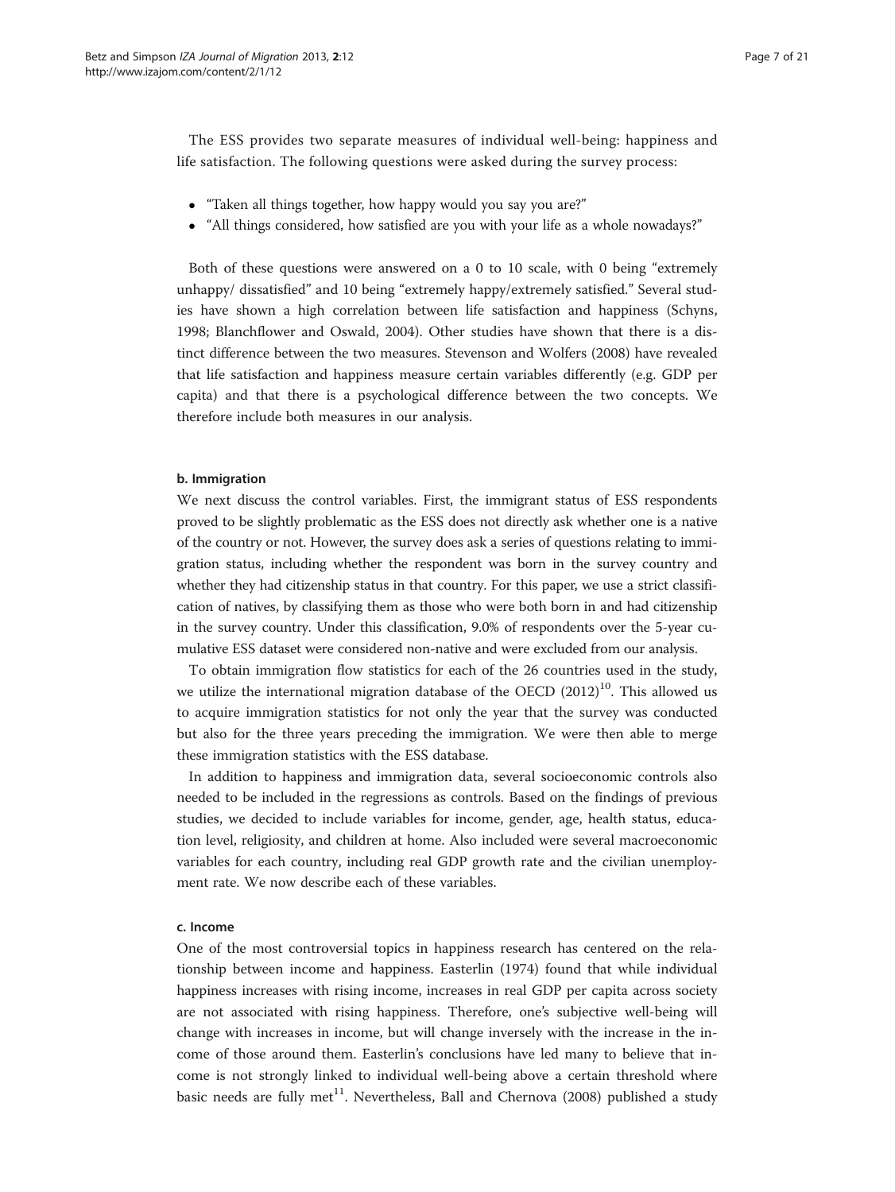The ESS provides two separate measures of individual well-being: happiness and life satisfaction. The following questions were asked during the survey process:

- "Taken all things together, how happy would you say you are?"
- "All things considered, how satisfied are you with your life as a whole nowadays?"

Both of these questions were answered on a 0 to 10 scale, with 0 being "extremely unhappy/ dissatisfied" and 10 being "extremely happy/extremely satisfied." Several studies have shown a high correlation between life satisfaction and happiness (Schyns, 1998; Blanchflower and Oswald, 2004). Other studies have shown that there is a distinct difference between the two measures. Stevenson and Wolfers (2008) have revealed that life satisfaction and happiness measure certain variables differently (e.g. GDP per capita) and that there is a psychological difference between the two concepts. We therefore include both measures in our analysis.

#### b. Immigration

We next discuss the control variables. First, the immigrant status of ESS respondents proved to be slightly problematic as the ESS does not directly ask whether one is a native of the country or not. However, the survey does ask a series of questions relating to immigration status, including whether the respondent was born in the survey country and whether they had citizenship status in that country. For this paper, we use a strict classification of natives, by classifying them as those who were both born in and had citizenship in the survey country. Under this classification, 9.0% of respondents over the 5-year cumulative ESS dataset were considered non-native and were excluded from our analysis.

To obtain immigration flow statistics for each of the 26 countries used in the study, we utilize the international migration database of the OECD (2012)[10]. This allowed us to acquire immigration statistics for not only the year that the survey was conducted but also for the three years preceding the immigration. We were then able to merge these immigration statistics with the ESS database.

In addition to happiness and immigration data, several socioeconomic controls also needed to be included in the regressions as controls. Based on the findings of previous studies, we decided to include variables for income, gender, age, health status, education level, religiosity, and children at home. Also included were several macroeconomic variables for each country, including real GDP growth rate and the civilian unemployment rate. We now describe each of these variables.

#### c. Income

One of the most controversial topics in happiness research has centered on the relationship between income and happiness. Easterlin (1974) found that while individual happiness increases with rising income, increases in real GDP per capita across society are not associated with rising happiness. Therefore, one's subjective well-being will change with increases in income, but will change inversely with the increase in the income of those around them. Easterlin's conclusions have led many to believe that income is not strongly linked to individual well-being above a certain threshold where basic needs are fully met[11]. Nevertheless, Ball and Chernova (2008) published a study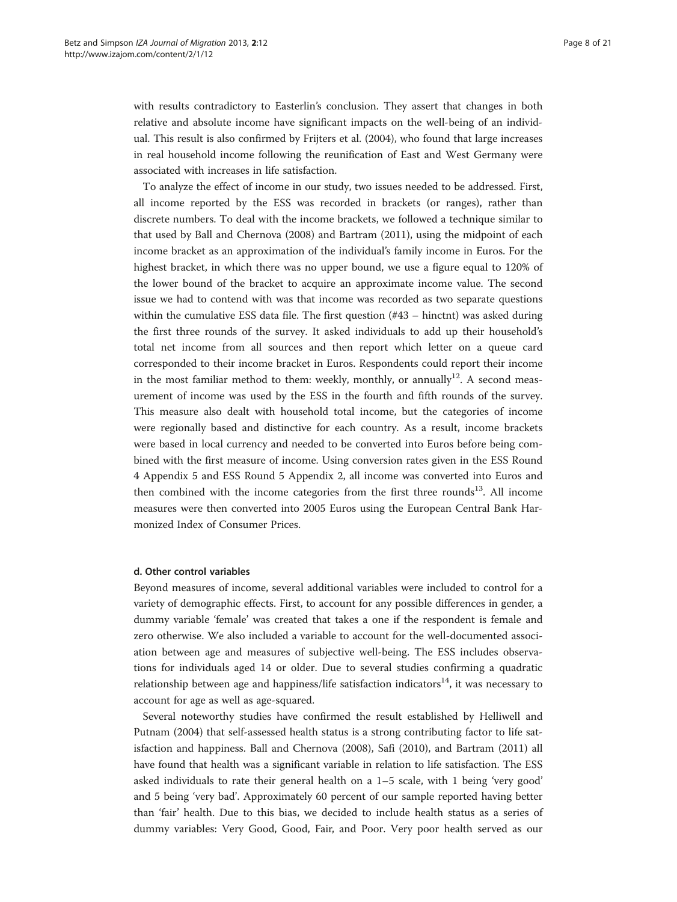with results contradictory to Easterlin's conclusion. They assert that changes in both relative and absolute income have significant impacts on the well-being of an individual. This result is also confirmed by Frijters et al. (2004), who found that large increases in real household income following the reunification of East and West Germany were associated with increases in life satisfaction.

To analyze the effect of income in our study, two issues needed to be addressed. First, all income reported by the ESS was recorded in brackets (or ranges), rather than discrete numbers. To deal with the income brackets, we followed a technique similar to that used by Ball and Chernova (2008) and Bartram (2011), using the midpoint of each income bracket as an approximation of the individual's family income in Euros. For the highest bracket, in which there was no upper bound, we use a figure equal to 120% of the lower bound of the bracket to acquire an approximate income value. The second issue we had to contend with was that income was recorded as two separate questions within the cumulative ESS data file. The first question (#43 – hinctnt) was asked during the first three rounds of the survey. It asked individuals to add up their household's total net income from all sources and then report which letter on a queue card corresponded to their income bracket in Euros. Respondents could report their income in the most familiar method to them: weekly, monthly, or annually[12]. A second measurement of income was used by the ESS in the fourth and fifth rounds of the survey. This measure also dealt with household total income, but the categories of income were regionally based and distinctive for each country. As a result, income brackets were based in local currency and needed to be converted into Euros before being combined with the first measure of income. Using conversion rates given in the ESS Round 4 Appendix 5 and ESS Round 5 Appendix 2, all income was converted into Euros and then combined with the income categories from the first three rounds[13]. All income measures were then converted into 2005 Euros using the European Central Bank Harmonized Index of Consumer Prices.

#### d. Other control variables

Beyond measures of income, several additional variables were included to control for a variety of demographic effects. First, to account for any possible differences in gender, a dummy variable 'female' was created that takes a one if the respondent is female and zero otherwise. We also included a variable to account for the well-documented association between age and measures of subjective well-being. The ESS includes observations for individuals aged 14 or older. Due to several studies confirming a quadratic relationship between age and happiness/life satisfaction indicators[14], it was necessary to account for age as well as age-squared.

Several noteworthy studies have confirmed the result established by Helliwell and Putnam (2004) that self-assessed health status is a strong contributing factor to life satisfaction and happiness. Ball and Chernova (2008), Safi (2010), and Bartram (2011) all have found that health was a significant variable in relation to life satisfaction. The ESS asked individuals to rate their general health on a 1–5 scale, with 1 being 'very good' and 5 being 'very bad'. Approximately 60 percent of our sample reported having better than 'fair' health. Due to this bias, we decided to include health status as a series of dummy variables: Very Good, Good, Fair, and Poor. Very poor health served as our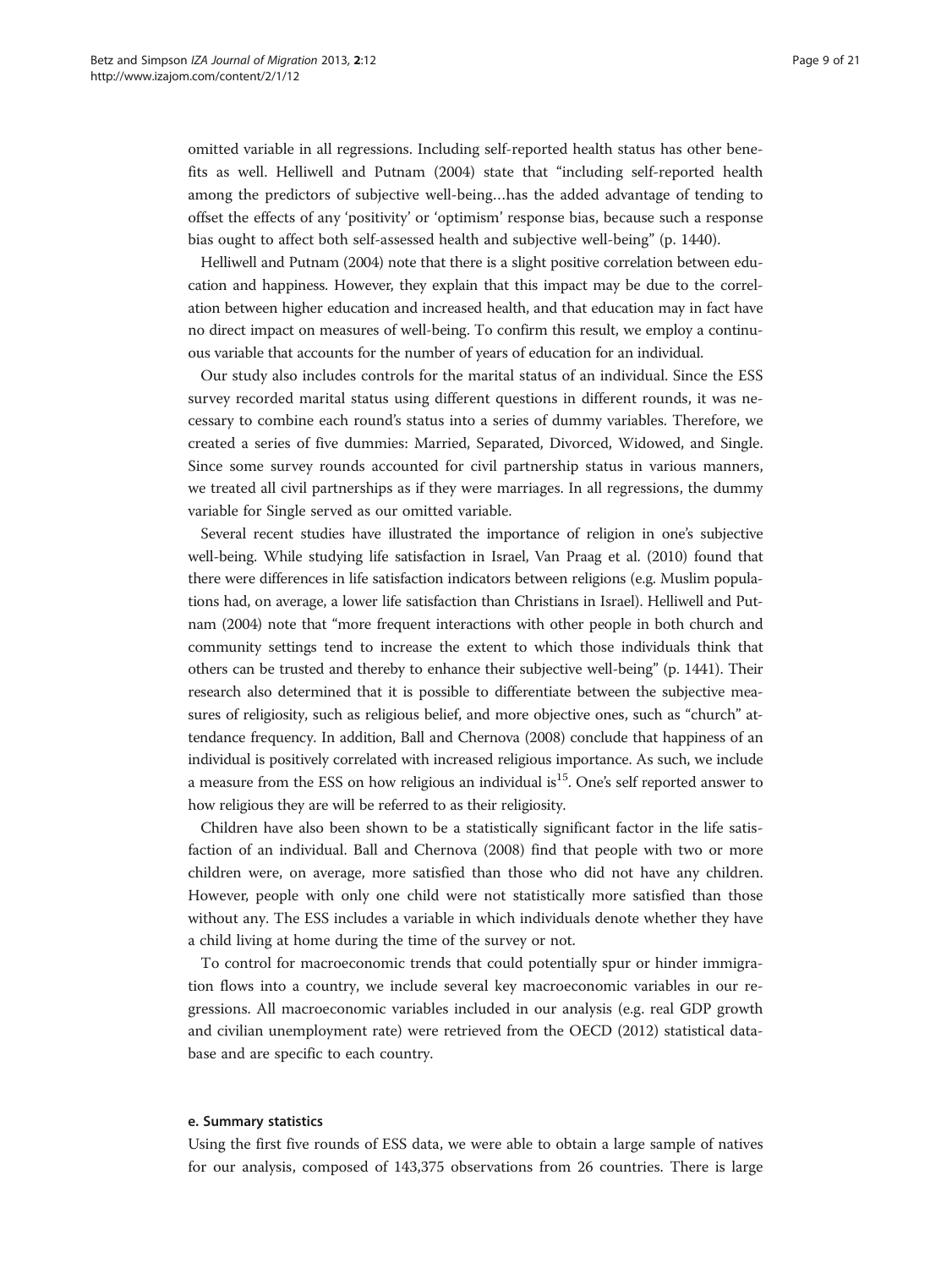omitted variable in all regressions. Including self-reported health status has other benefits as well. Helliwell and Putnam (2004) state that "including self-reported health among the predictors of subjective well-being…has the added advantage of tending to offset the effects of any 'positivity' or 'optimism' response bias, because such a response bias ought to affect both self-assessed health and subjective well-being" (p. 1440).

Helliwell and Putnam (2004) note that there is a slight positive correlation between education and happiness. However, they explain that this impact may be due to the correlation between higher education and increased health, and that education may in fact have no direct impact on measures of well-being. To confirm this result, we employ a continuous variable that accounts for the number of years of education for an individual.

Our study also includes controls for the marital status of an individual. Since the ESS survey recorded marital status using different questions in different rounds, it was necessary to combine each round's status into a series of dummy variables. Therefore, we created a series of five dummies: Married, Separated, Divorced, Widowed, and Single. Since some survey rounds accounted for civil partnership status in various manners, we treated all civil partnerships as if they were marriages. In all regressions, the dummy variable for Single served as our omitted variable.

Several recent studies have illustrated the importance of religion in one's subjective well-being. While studying life satisfaction in Israel, Van Praag et al. (2010) found that there were differences in life satisfaction indicators between religions (e.g. Muslim populations had, on average, a lower life satisfaction than Christians in Israel). Helliwell and Putnam (2004) note that "more frequent interactions with other people in both church and community settings tend to increase the extent to which those individuals think that others can be trusted and thereby to enhance their subjective well-being" (p. 1441). Their research also determined that it is possible to differentiate between the subjective measures of religiosity, such as religious belief, and more objective ones, such as "church" attendance frequency. In addition, Ball and Chernova (2008) conclude that happiness of an individual is positively correlated with increased religious importance. As such, we include a measure from the ESS on how religious an individual is[15]. One's self reported answer to how religious they are will be referred to as their religiosity.

Children have also been shown to be a statistically significant factor in the life satisfaction of an individual. Ball and Chernova (2008) find that people with two or more children were, on average, more satisfied than those who did not have any children. However, people with only one child were not statistically more satisfied than those without any. The ESS includes a variable in which individuals denote whether they have a child living at home during the time of the survey or not.

To control for macroeconomic trends that could potentially spur or hinder immigration flows into a country, we include several key macroeconomic variables in our regressions. All macroeconomic variables included in our analysis (e.g. real GDP growth and civilian unemployment rate) were retrieved from the OECD (2012) statistical database and are specific to each country.

#### e. Summary statistics

Using the first five rounds of ESS data, we were able to obtain a large sample of natives for our analysis, composed of 143,375 observations from 26 countries. There is large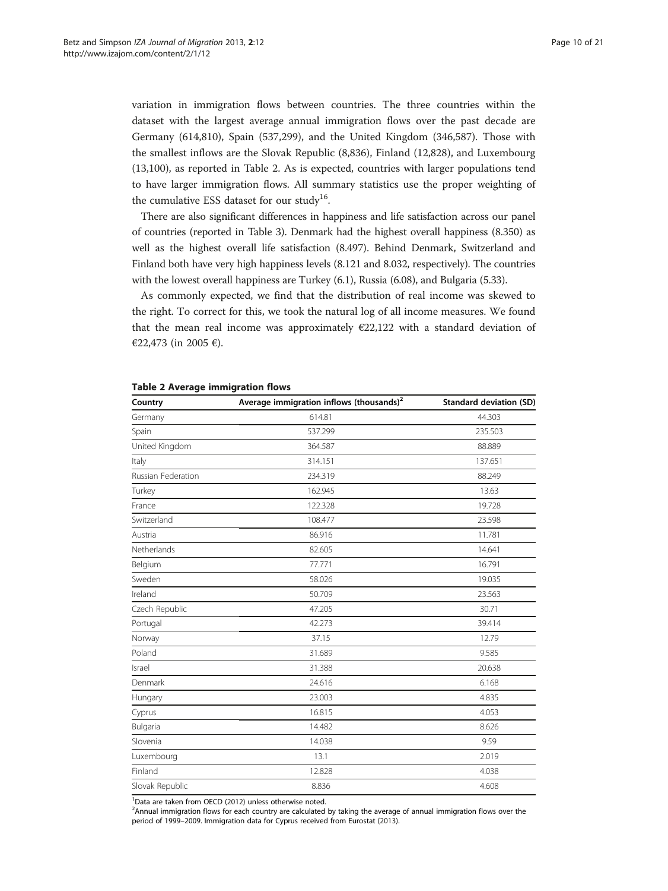variation in immigration flows between countries. The three countries within the dataset with the largest average annual immigration flows over the past decade are Germany (614,810), Spain (537,299), and the United Kingdom (346,587). Those with the smallest inflows are the Slovak Republic (8,836), Finland (12,828), and Luxembourg (13,100), as reported in Table 2. As is expected, countries with larger populations tend to have larger immigration flows. All summary statistics use the proper weighting of the cumulative ESS dataset for our study[16].

There are also significant differences in happiness and life satisfaction across our panel of countries (reported in Table 3). Denmark had the highest overall happiness (8.350) as well as the highest overall life satisfaction (8.497). Behind Denmark, Switzerland and Finland both have very high happiness levels (8.121 and 8.032, respectively). The countries with the lowest overall happiness are Turkey (6.1), Russia (6.08), and Bulgaria (5.33).

As commonly expected, we find that the distribution of real income was skewed to the right. To correct for this, we took the natural log of all income measures. We found that the mean real income was approximately €22,122 with a standard deviation of €22,473 (in 2005 €).

**Table 2 Average immigration flows**

| Country | Average immigration inflows (thousands)[2] | Standard deviation (SD) |
|---|---|---|
| Germany | 614.81 | 44.303 |
| Spain | 537.299 | 235.503 |
| United Kingdom | 364.587 | 88.889 |
| Italy | 314.151 | 137.651 |
| Russian Federation | 234.319 | 88.249 |
| Turkey | 162.945 | 13.63 |
| France | 122.328 | 19.728 |
| Switzerland | 108.477 | 23.598 |
| Austria | 86.916 | 11.781 |
| Netherlands | 82.605 | 14.641 |
| Belgium | 77.771 | 16.791 |
| Sweden | 58.026 | 19.035 |
| Ireland | 50.709 | 23.563 |
| Czech Republic | 47.205 | 30.71 |
| Portugal | 42.273 | 39.414 |
| Norway | 37.15 | 12.79 |
| Poland | 31.689 | 9.585 |
| Israel | 31.388 | 20.638 |
| Denmark | 24.616 | 6.168 |
| Hungary | 23.003 | 4.835 |
| Cyprus | 16.815 | 4.053 |
| Bulgaria | 14.482 | 8.626 |
| Slovenia | 14.038 | 9.59 |
| Luxembourg | 13.1 | 2.019 |
| Finland | 12.828 | 4.038 |
| Slovak Republic | 8.836 | 4.608 |

[1]Data are taken from OECD (2012) unless otherwise noted.
[2]Annual immigration flows for each country are calculated by taking the average of annual immigration flows over the period of 1999–2009. Immigration data for Cyprus received from Eurostat (2013).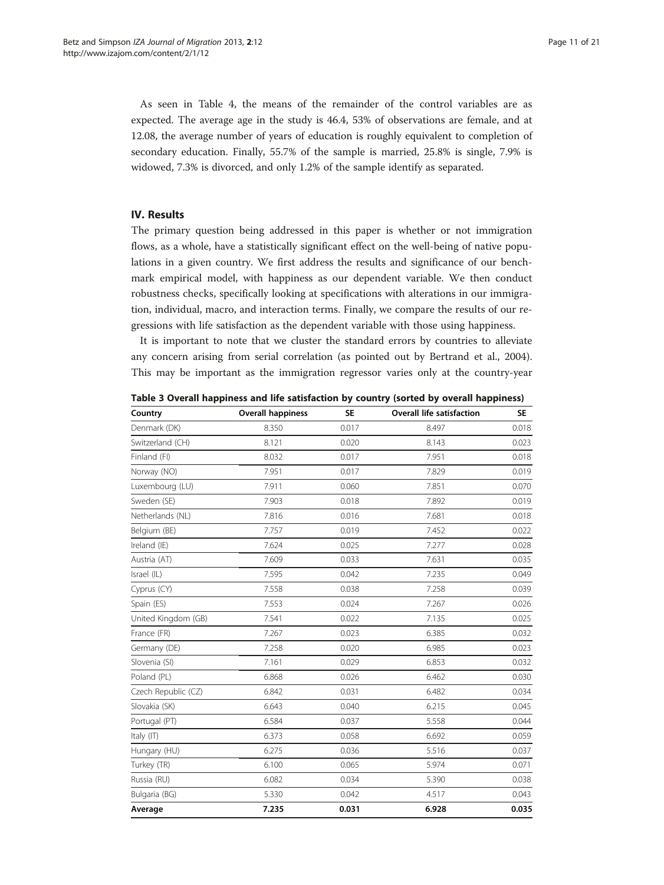As seen in Table 4, the means of the remainder of the control variables are as expected. The average age in the study is 46.4, 53% of observations are female, and at 12.08, the average number of years of education is roughly equivalent to completion of secondary education. Finally, 55.7% of the sample is married, 25.8% is single, 7.9% is widowed, 7.3% is divorced, and only 1.2% of the sample identify as separated.

## IV. Results

The primary question being addressed in this paper is whether or not immigration flows, as a whole, have a statistically significant effect on the well-being of native populations in a given country. We first address the results and significance of our benchmark empirical model, with happiness as our dependent variable. We then conduct robustness checks, specifically looking at specifications with alterations in our immigration, individual, macro, and interaction terms. Finally, we compare the results of our regressions with life satisfaction as the dependent variable with those using happiness.

It is important to note that we cluster the standard errors by countries to alleviate any concern arising from serial correlation (as pointed out by Bertrand et al., 2004). This may be important as the immigration regressor varies only at the country-year

**Table 3 Overall happiness and life satisfaction by country (sorted by overall happiness)**

| Country | Overall happiness | SE | Overall life satisfaction | SE |
|---|---|---|---|---|
| Denmark (DK) | 8.350 | 0.017 | 8.497 | 0.018 |
| Switzerland (CH) | 8.121 | 0.020 | 8.143 | 0.023 |
| Finland (FI) | 8.032 | 0.017 | 7.951 | 0.018 |
| Norway (NO) | 7.951 | 0.017 | 7.829 | 0.019 |
| Luxembourg (LU) | 7.911 | 0.060 | 7.851 | 0.070 |
| Sweden (SE) | 7.903 | 0.018 | 7.892 | 0.019 |
| Netherlands (NL) | 7.816 | 0.016 | 7.681 | 0.018 |
| Belgium (BE) | 7.757 | 0.019 | 7.452 | 0.022 |
| Ireland (IE) | 7.624 | 0.025 | 7.277 | 0.028 |
| Austria (AT) | 7.609 | 0.033 | 7.631 | 0.035 |
| Israel (IL) | 7.595 | 0.042 | 7.235 | 0.049 |
| Cyprus (CY) | 7.558 | 0.038 | 7.258 | 0.039 |
| Spain (ES) | 7.553 | 0.024 | 7.267 | 0.026 |
| United Kingdom (GB) | 7.541 | 0.022 | 7.135 | 0.025 |
| France (FR) | 7.267 | 0.023 | 6.385 | 0.032 |
| Germany (DE) | 7.258 | 0.020 | 6.985 | 0.023 |
| Slovenia (SI) | 7.161 | 0.029 | 6.853 | 0.032 |
| Poland (PL) | 6.868 | 0.026 | 6.462 | 0.030 |
| Czech Republic (CZ) | 6.842 | 0.031 | 6.482 | 0.034 |
| Slovakia (SK) | 6.643 | 0.040 | 6.215 | 0.045 |
| Portugal (PT) | 6.584 | 0.037 | 5.558 | 0.044 |
| Italy (IT) | 6.373 | 0.058 | 6.692 | 0.059 |
| Hungary (HU) | 6.275 | 0.036 | 5.516 | 0.037 |
| Turkey (TR) | 6.100 | 0.065 | 5.974 | 0.071 |
| Russia (RU) | 6.082 | 0.034 | 5.390 | 0.038 |
| Bulgaria (BG) | 5.330 | 0.042 | 4.517 | 0.043 |
| **Average** | **7.235** | **0.031** | **6.928** | **0.035** |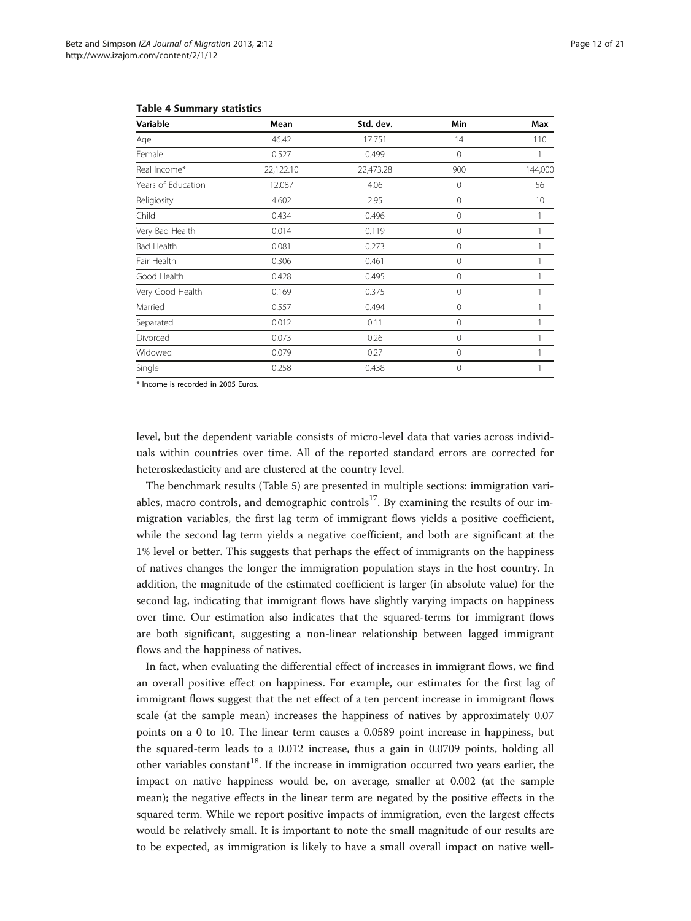**Table 4 Summary statistics**

| Variable | Mean | Std. dev. | Min | Max |
|---|---|---|---|---|
| Age | 46.42 | 17.751 | 14 | 110 |
| Female | 0.527 | 0.499 | 0 | 1 |
| Real Income* | 22,122.10 | 22,473.28 | 900 | 144,000 |
| Years of Education | 12.087 | 4.06 | 0 | 56 |
| Religiosity | 4.602 | 2.95 | 0 | 10 |
| Child | 0.434 | 0.496 | 0 | 1 |
| Very Bad Health | 0.014 | 0.119 | 0 | 1 |
| Bad Health | 0.081 | 0.273 | 0 | 1 |
| Fair Health | 0.306 | 0.461 | 0 | 1 |
| Good Health | 0.428 | 0.495 | 0 | 1 |
| Very Good Health | 0.169 | 0.375 | 0 | 1 |
| Married | 0.557 | 0.494 | 0 | 1 |
| Separated | 0.012 | 0.11 | 0 | 1 |
| Divorced | 0.073 | 0.26 | 0 | 1 |
| Widowed | 0.079 | 0.27 | 0 | 1 |
| Single | 0.258 | 0.438 | 0 | 1 |

* Income is recorded in 2005 Euros.

level, but the dependent variable consists of micro-level data that varies across individuals within countries over time. All of the reported standard errors are corrected for heteroskedasticity and are clustered at the country level.

The benchmark results (Table 5) are presented in multiple sections: immigration variables, macro controls, and demographic controls[17]. By examining the results of our immigration variables, the first lag term of immigrant flows yields a positive coefficient, while the second lag term yields a negative coefficient, and both are significant at the 1% level or better. This suggests that perhaps the effect of immigrants on the happiness of natives changes the longer the immigration population stays in the host country. In addition, the magnitude of the estimated coefficient is larger (in absolute value) for the second lag, indicating that immigrant flows have slightly varying impacts on happiness over time. Our estimation also indicates that the squared-terms for immigrant flows are both significant, suggesting a non-linear relationship between lagged immigrant flows and the happiness of natives.

In fact, when evaluating the differential effect of increases in immigrant flows, we find an overall positive effect on happiness. For example, our estimates for the first lag of immigrant flows suggest that the net effect of a ten percent increase in immigrant flows scale (at the sample mean) increases the happiness of natives by approximately 0.07 points on a 0 to 10. The linear term causes a 0.0589 point increase in happiness, but the squared-term leads to a 0.012 increase, thus a gain in 0.0709 points, holding all other variables constant[18]. If the increase in immigration occurred two years earlier, the impact on native happiness would be, on average, smaller at 0.002 (at the sample mean); the negative effects in the linear term are negated by the positive effects in the squared term. While we report positive impacts of immigration, even the largest effects would be relatively small. It is important to note the small magnitude of our results are to be expected, as immigration is likely to have a small overall impact on native well-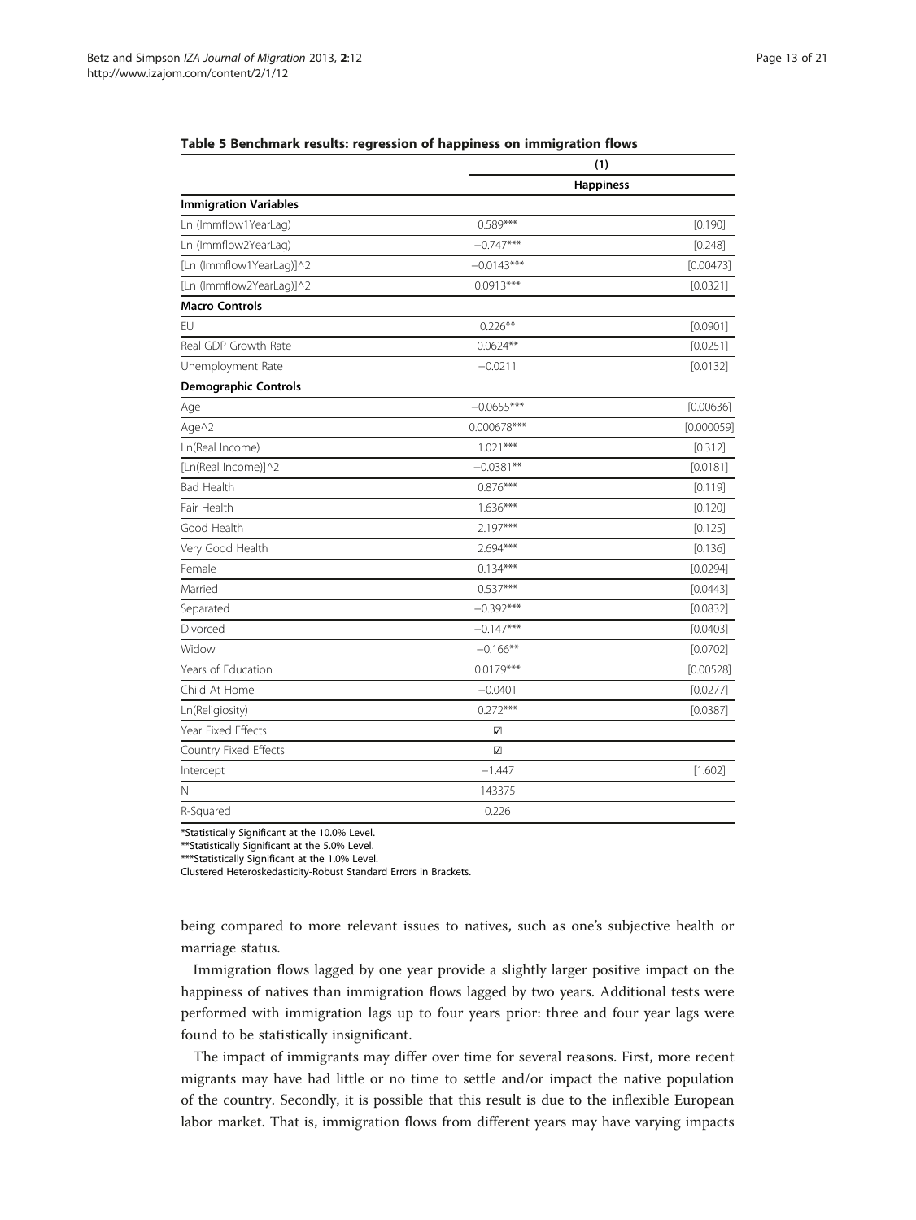**Table 5 Benchmark results: regression of happiness on immigration flows**

| | (1) | |
|---|---|---|
| | Happiness | |
| **Immigration Variables** | | |
| Ln (Immflow1YearLag) | 0.589*** | [0.190] |
| Ln (Immflow2YearLag) | −0.747*** | [0.248] |
| [Ln (Immflow1YearLag)]^2 | −0.0143*** | [0.00473] |
| [Ln (Immflow2YearLag)]^2 | 0.0913*** | [0.0321] |
| **Macro Controls** | | |
| EU | 0.226** | [0.0901] |
| Real GDP Growth Rate | 0.0624** | [0.0251] |
| Unemployment Rate | −0.0211 | [0.0132] |
| **Demographic Controls** | | |
| Age | −0.0655*** | [0.00636] |
| Age^2 | 0.000678*** | [0.000059] |
| Ln(Real Income) | 1.021*** | [0.312] |
| [Ln(Real Income)]^2 | −0.0381** | [0.0181] |
| Bad Health | 0.876*** | [0.119] |
| Fair Health | 1.636*** | [0.120] |
| Good Health | 2.197*** | [0.125] |
| Very Good Health | 2.694*** | [0.136] |
| Female | 0.134*** | [0.0294] |
| Married | 0.537*** | [0.0443] |
| Separated | −0.392*** | [0.0832] |
| Divorced | −0.147*** | [0.0403] |
| Widow | −0.166** | [0.0702] |
| Years of Education | 0.0179*** | [0.00528] |
| Child At Home | −0.0401 | [0.0277] |
| Ln(Religiosity) | 0.272*** | [0.0387] |
| Year Fixed Effects | ☑ | |
| Country Fixed Effects | ☑ | |
| Intercept | −1.447 | [1.602] |
| N | 143375 | |
| R-Squared | 0.226 | |

*Statistically Significant at the 10.0% Level.
**Statistically Significant at the 5.0% Level.
***Statistically Significant at the 1.0% Level.
Clustered Heteroskedasticity-Robust Standard Errors in Brackets.

being compared to more relevant issues to natives, such as one's subjective health or marriage status.

Immigration flows lagged by one year provide a slightly larger positive impact on the happiness of natives than immigration flows lagged by two years. Additional tests were performed with immigration lags up to four years prior: three and four year lags were found to be statistically insignificant.

The impact of immigrants may differ over time for several reasons. First, more recent migrants may have had little or no time to settle and/or impact the native population of the country. Secondly, it is possible that this result is due to the inflexible European labor market. That is, immigration flows from different years may have varying impacts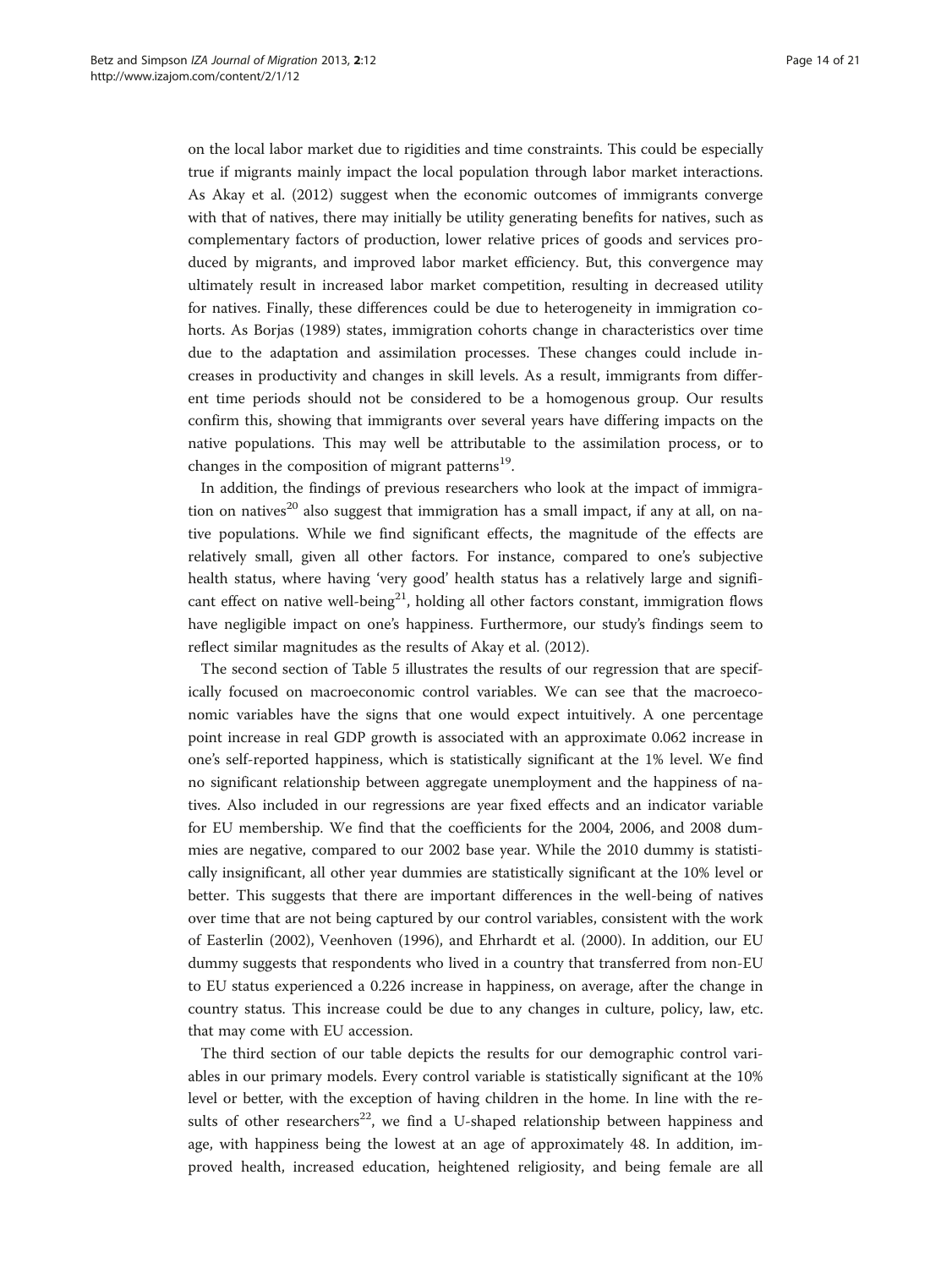on the local labor market due to rigidities and time constraints. This could be especially true if migrants mainly impact the local population through labor market interactions. As Akay et al. (2012) suggest when the economic outcomes of immigrants converge with that of natives, there may initially be utility generating benefits for natives, such as complementary factors of production, lower relative prices of goods and services produced by migrants, and improved labor market efficiency. But, this convergence may ultimately result in increased labor market competition, resulting in decreased utility for natives. Finally, these differences could be due to heterogeneity in immigration cohorts. As Borjas (1989) states, immigration cohorts change in characteristics over time due to the adaptation and assimilation processes. These changes could include increases in productivity and changes in skill levels. As a result, immigrants from different time periods should not be considered to be a homogenous group. Our results confirm this, showing that immigrants over several years have differing impacts on the native populations. This may well be attributable to the assimilation process, or to changes in the composition of migrant patterns[19].

In addition, the findings of previous researchers who look at the impact of immigration on natives[20] also suggest that immigration has a small impact, if any at all, on native populations. While we find significant effects, the magnitude of the effects are relatively small, given all other factors. For instance, compared to one's subjective health status, where having 'very good' health status has a relatively large and significant effect on native well-being[21], holding all other factors constant, immigration flows have negligible impact on one's happiness. Furthermore, our study's findings seem to reflect similar magnitudes as the results of Akay et al. (2012).

The second section of Table 5 illustrates the results of our regression that are specifically focused on macroeconomic control variables. We can see that the macroeconomic variables have the signs that one would expect intuitively. A one percentage point increase in real GDP growth is associated with an approximate 0.062 increase in one's self-reported happiness, which is statistically significant at the 1% level. We find no significant relationship between aggregate unemployment and the happiness of natives. Also included in our regressions are year fixed effects and an indicator variable for EU membership. We find that the coefficients for the 2004, 2006, and 2008 dummies are negative, compared to our 2002 base year. While the 2010 dummy is statistically insignificant, all other year dummies are statistically significant at the 10% level or better. This suggests that there are important differences in the well-being of natives over time that are not being captured by our control variables, consistent with the work of Easterlin (2002), Veenhoven (1996), and Ehrhardt et al. (2000). In addition, our EU dummy suggests that respondents who lived in a country that transferred from non-EU to EU status experienced a 0.226 increase in happiness, on average, after the change in country status. This increase could be due to any changes in culture, policy, law, etc. that may come with EU accession.

The third section of our table depicts the results for our demographic control variables in our primary models. Every control variable is statistically significant at the 10% level or better, with the exception of having children in the home. In line with the results of other researchers[22], we find a U-shaped relationship between happiness and age, with happiness being the lowest at an age of approximately 48. In addition, improved health, increased education, heightened religiosity, and being female are all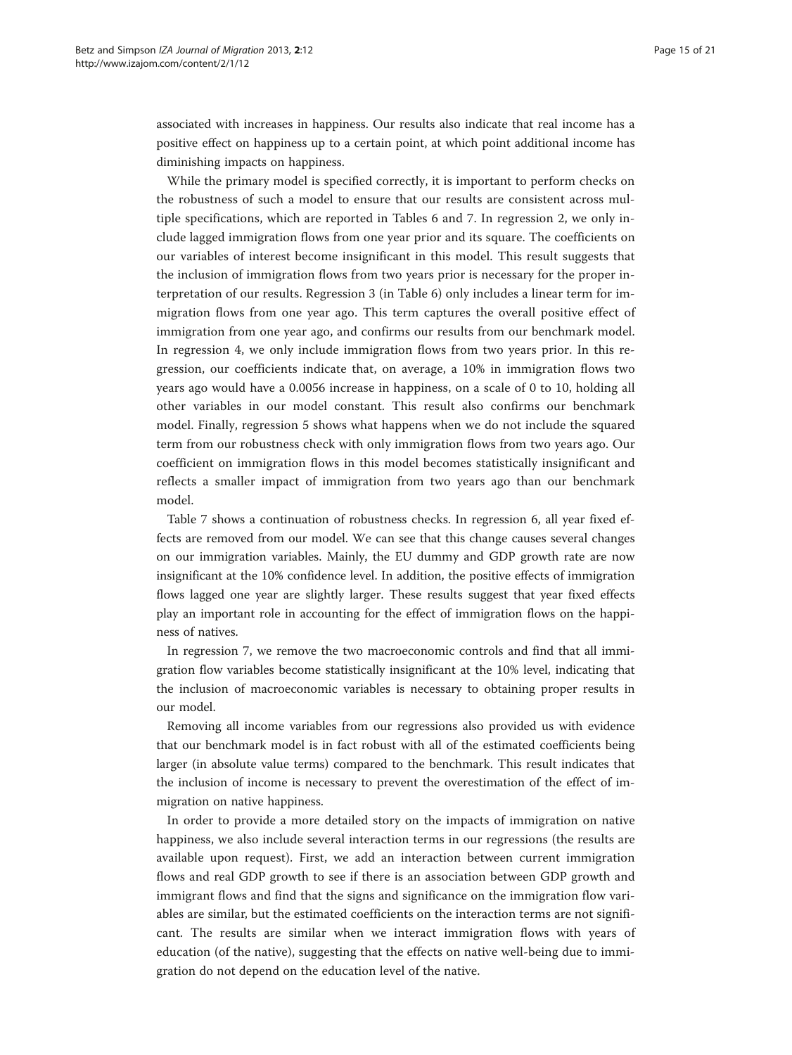associated with increases in happiness. Our results also indicate that real income has a positive effect on happiness up to a certain point, at which point additional income has diminishing impacts on happiness.

While the primary model is specified correctly, it is important to perform checks on the robustness of such a model to ensure that our results are consistent across multiple specifications, which are reported in Tables 6 and 7. In regression 2, we only include lagged immigration flows from one year prior and its square. The coefficients on our variables of interest become insignificant in this model. This result suggests that the inclusion of immigration flows from two years prior is necessary for the proper interpretation of our results. Regression 3 (in Table 6) only includes a linear term for immigration flows from one year ago. This term captures the overall positive effect of immigration from one year ago, and confirms our results from our benchmark model. In regression 4, we only include immigration flows from two years prior. In this regression, our coefficients indicate that, on average, a 10% in immigration flows two years ago would have a 0.0056 increase in happiness, on a scale of 0 to 10, holding all other variables in our model constant. This result also confirms our benchmark model. Finally, regression 5 shows what happens when we do not include the squared term from our robustness check with only immigration flows from two years ago. Our coefficient on immigration flows in this model becomes statistically insignificant and reflects a smaller impact of immigration from two years ago than our benchmark model.

Table 7 shows a continuation of robustness checks. In regression 6, all year fixed effects are removed from our model. We can see that this change causes several changes on our immigration variables. Mainly, the EU dummy and GDP growth rate are now insignificant at the 10% confidence level. In addition, the positive effects of immigration flows lagged one year are slightly larger. These results suggest that year fixed effects play an important role in accounting for the effect of immigration flows on the happiness of natives.

In regression 7, we remove the two macroeconomic controls and find that all immigration flow variables become statistically insignificant at the 10% level, indicating that the inclusion of macroeconomic variables is necessary to obtaining proper results in our model.

Removing all income variables from our regressions also provided us with evidence that our benchmark model is in fact robust with all of the estimated coefficients being larger (in absolute value terms) compared to the benchmark. This result indicates that the inclusion of income is necessary to prevent the overestimation of the effect of immigration on native happiness.

In order to provide a more detailed story on the impacts of immigration on native happiness, we also include several interaction terms in our regressions (the results are available upon request). First, we add an interaction between current immigration flows and real GDP growth to see if there is an association between GDP growth and immigrant flows and find that the signs and significance on the immigration flow variables are similar, but the estimated coefficients on the interaction terms are not significant. The results are similar when we interact immigration flows with years of education (of the native), suggesting that the effects on native well-being due to immigration do not depend on the education level of the native.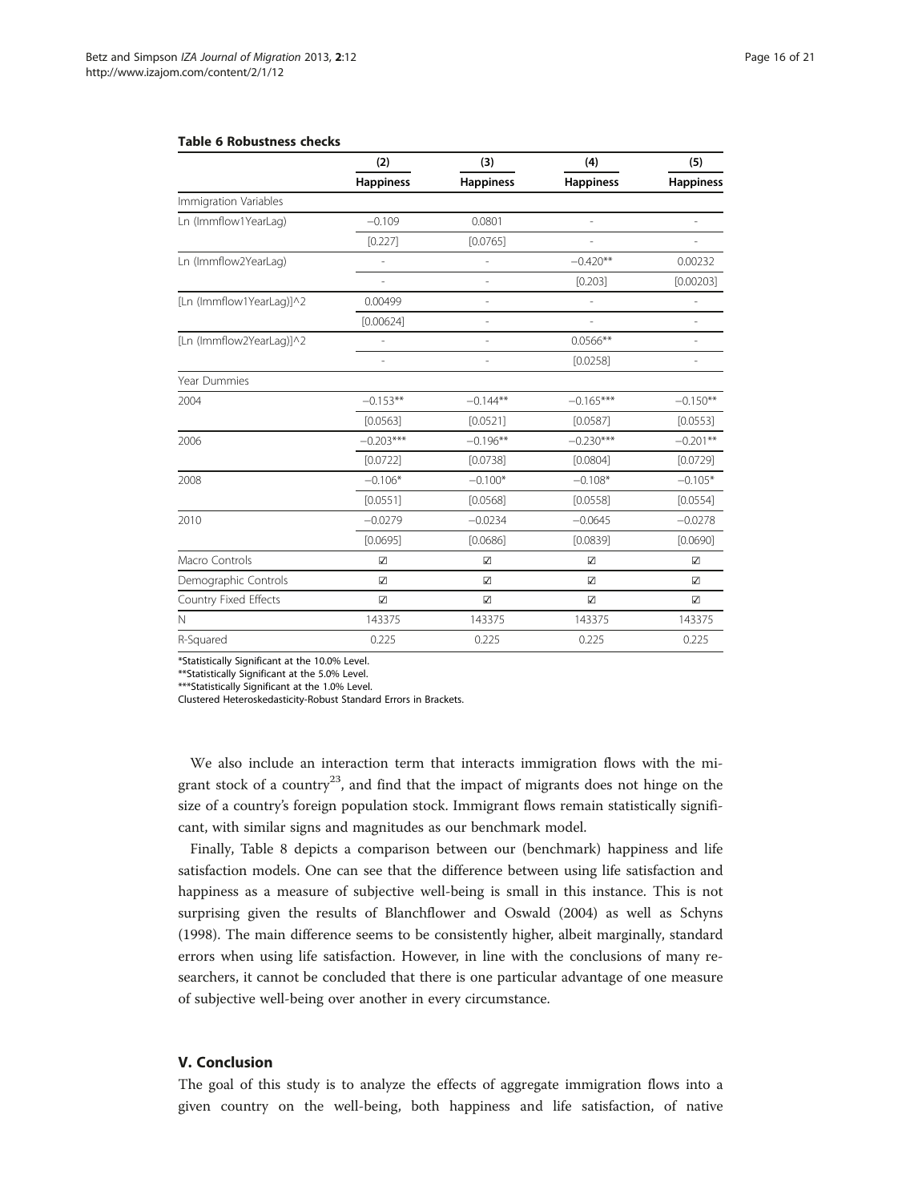**Table 6 Robustness checks**

| | (2) | (3) | (4) | (5) |
|---|---|---|---|---|
| | Happiness | Happiness | Happiness | Happiness |
| Immigration Variables | | | | |
| Ln (Immflow1YearLag) | −0.109 | 0.0801 | - | - |
| | [0.227] | [0.0765] | - | - |
| Ln (Immflow2YearLag) | - | - | −0.420** | 0.00232 |
| | - | - | [0.203] | [0.00203] |
| [Ln (Immflow1YearLag)]^2 | 0.00499 | - | - | - |
| | [0.00624] | - | - | - |
| [Ln (Immflow2YearLag)]^2 | - | - | 0.0566** | - |
| | - | - | [0.0258] | - |
| Year Dummies | | | | |
| 2004 | −0.153** | −0.144** | −0.165*** | −0.150** |
| | [0.0563] | [0.0521] | [0.0587] | [0.0553] |
| 2006 | −0.203*** | −0.196** | −0.230*** | −0.201** |
| | [0.0722] | [0.0738] | [0.0804] | [0.0729] |
| 2008 | −0.106* | −0.100* | −0.108* | −0.105* |
| | [0.0551] | [0.0568] | [0.0558] | [0.0554] |
| 2010 | −0.0279 | −0.0234 | −0.0645 | −0.0278 |
| | [0.0695] | [0.0686] | [0.0839] | [0.0690] |
| Macro Controls | ☑ | ☑ | ☑ | ☑ |
| Demographic Controls | ☑ | ☑ | ☑ | ☑ |
| Country Fixed Effects | ☑ | ☑ | ☑ | ☑ |
| N | 143375 | 143375 | 143375 | 143375 |
| R-Squared | 0.225 | 0.225 | 0.225 | 0.225 |

*Statistically Significant at the 10.0% Level.
**Statistically Significant at the 5.0% Level.
***Statistically Significant at the 1.0% Level.
Clustered Heteroskedasticity-Robust Standard Errors in Brackets.

We also include an interaction term that interacts immigration flows with the migrant stock of a country[23], and find that the impact of migrants does not hinge on the size of a country's foreign population stock. Immigrant flows remain statistically significant, with similar signs and magnitudes as our benchmark model.

Finally, Table 8 depicts a comparison between our (benchmark) happiness and life satisfaction models. One can see that the difference between using life satisfaction and happiness as a measure of subjective well-being is small in this instance. This is not surprising given the results of Blanchflower and Oswald (2004) as well as Schyns (1998). The main difference seems to be consistently higher, albeit marginally, standard errors when using life satisfaction. However, in line with the conclusions of many researchers, it cannot be concluded that there is one particular advantage of one measure of subjective well-being over another in every circumstance.

## V. Conclusion

The goal of this study is to analyze the effects of aggregate immigration flows into a given country on the well-being, both happiness and life satisfaction, of native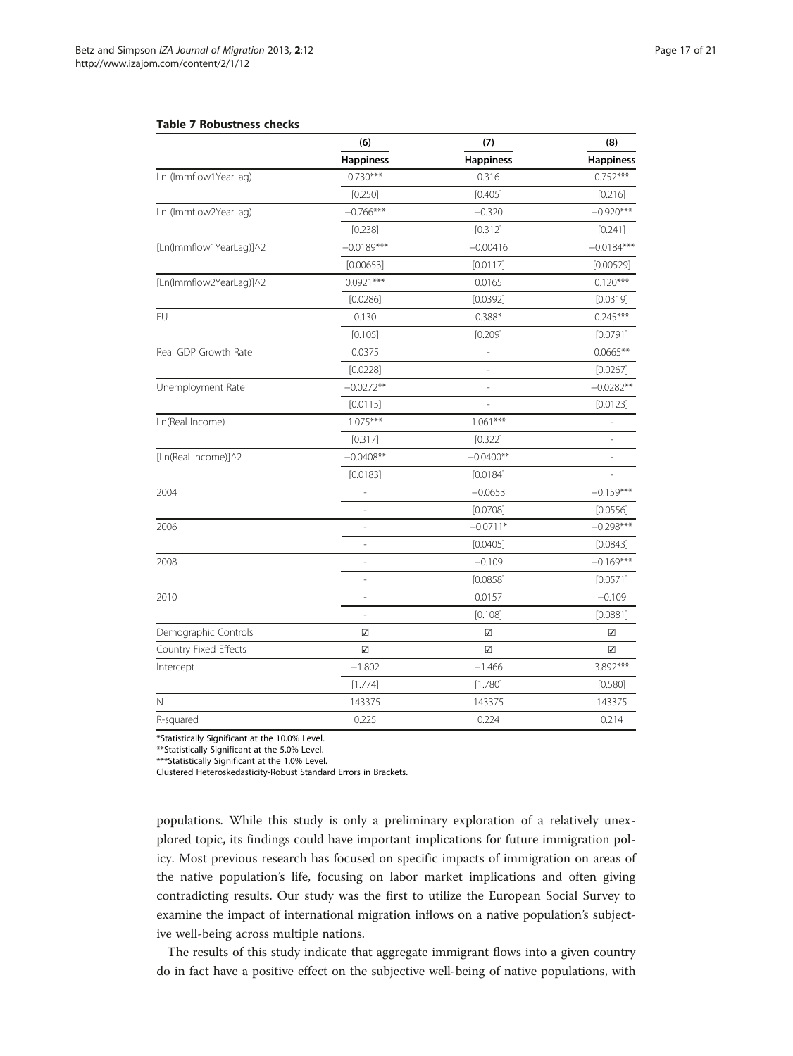**Table 7 Robustness checks**

| | (6) | (7) | (8) |
|---|---|---|---|
| | **Happiness** | **Happiness** | **Happiness** |
| Ln (Immflow1YearLag) | 0.730*** | 0.316 | 0.752*** |
| | [0.250] | [0.405] | [0.216] |
| Ln (Immflow2YearLag) | −0.766*** | −0.320 | −0.920*** |
| | [0.238] | [0.312] | [0.241] |
| [Ln(Immflow1YearLag)]^2 | −0.0189*** | −0.00416 | −0.0184*** |
| | [0.00653] | [0.0117] | [0.00529] |
| [Ln(Immflow2YearLag)]^2 | 0.0921*** | 0.0165 | 0.120*** |
| | [0.0286] | [0.0392] | [0.0319] |
| EU | 0.130 | 0.388* | 0.245*** |
| | [0.105] | [0.209] | [0.0791] |
| Real GDP Growth Rate | 0.0375 | - | 0.0665** |
| | [0.0228] | - | [0.0267] |
| Unemployment Rate | −0.0272** | - | −0.0282** |
| | [0.0115] | - | [0.0123] |
| Ln(Real Income) | 1.075*** | 1.061*** | - |
| | [0.317] | [0.322] | - |
| [Ln(Real Income)]^2 | −0.0408** | −0.0400** | - |
| | [0.0183] | [0.0184] | - |
| 2004 | - | −0.0653 | −0.159*** |
| | - | [0.0708] | [0.0556] |
| 2006 | - | −0.0711* | −0.298*** |
| | - | [0.0405] | [0.0843] |
| 2008 | - | −0.109 | −0.169*** |
| | - | [0.0858] | [0.0571] |
| 2010 | - | 0.0157 | −0.109 |
| | - | [0.108] | [0.0881] |
| Demographic Controls | ☑ | ☑ | ☑ |
| Country Fixed Effects | ☑ | ☑ | ☑ |
| Intercept | −1.802 | −1.466 | 3.892*** |
| | [1.774] | [1.780] | [0.580] |
| N | 143375 | 143375 | 143375 |
| R-squared | 0.225 | 0.224 | 0.214 |

*Statistically Significant at the 10.0% Level.
**Statistically Significant at the 5.0% Level.
***Statistically Significant at the 1.0% Level.
Clustered Heteroskedasticity-Robust Standard Errors in Brackets.

populations. While this study is only a preliminary exploration of a relatively unexplored topic, its findings could have important implications for future immigration policy. Most previous research has focused on specific impacts of immigration on areas of the native population's life, focusing on labor market implications and often giving contradicting results. Our study was the first to utilize the European Social Survey to examine the impact of international migration inflows on a native population's subjective well-being across multiple nations.

The results of this study indicate that aggregate immigrant flows into a given country do in fact have a positive effect on the subjective well-being of native populations, with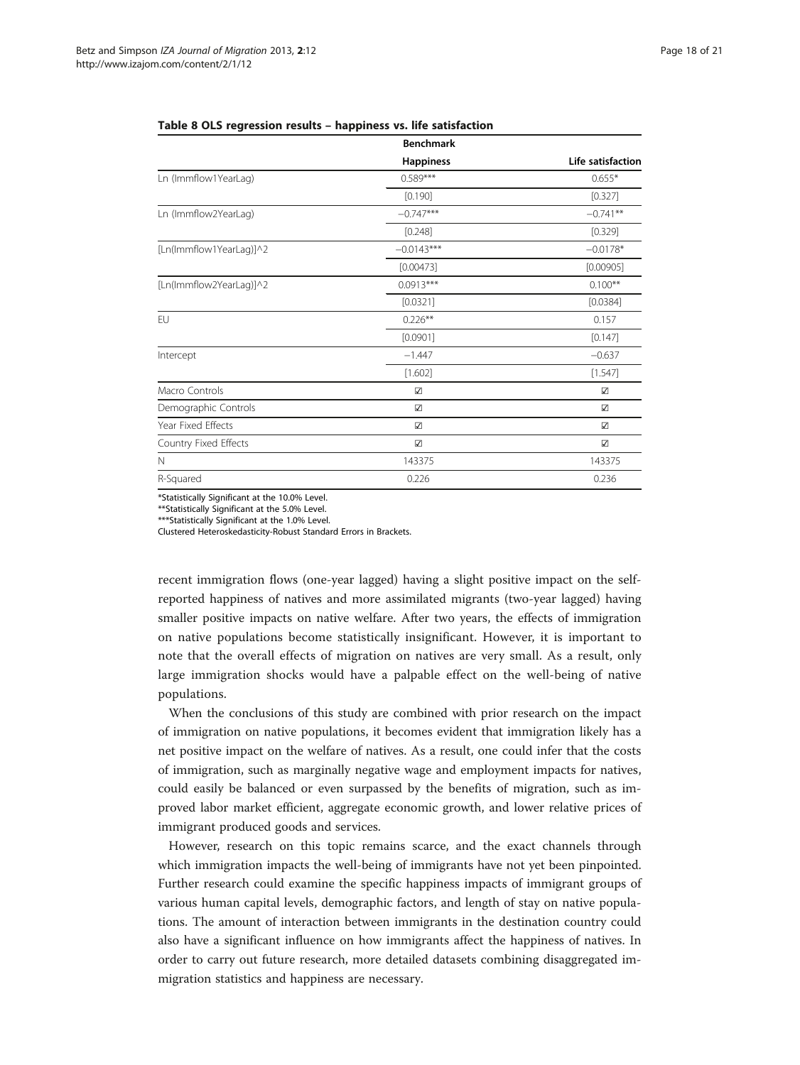**Table 8 OLS regression results – happiness vs. life satisfaction**

| | Benchmark | |
|---|---|---|
| | **Happiness** | **Life satisfaction** |
| Ln (Immflow1YearLag) | 0.589*** | 0.655* |
| | [0.190] | [0.327] |
| Ln (Immflow2YearLag) | −0.747*** | −0.741** |
| | [0.248] | [0.329] |
| [Ln(Immflow1YearLag)]^2 | −0.0143*** | −0.0178* |
| | [0.00473] | [0.00905] |
| [Ln(Immflow2YearLag)]^2 | 0.0913*** | 0.100** |
| | [0.0321] | [0.0384] |
| EU | 0.226** | 0.157 |
| | [0.0901] | [0.147] |
| Intercept | −1.447 | −0.637 |
| | [1.602] | [1.547] |
| Macro Controls | ☑ | ☑ |
| Demographic Controls | ☑ | ☑ |
| Year Fixed Effects | ☑ | ☑ |
| Country Fixed Effects | ☑ | ☑ |
| N | 143375 | 143375 |
| R-Squared | 0.226 | 0.236 |

*Statistically Significant at the 10.0% Level.
**Statistically Significant at the 5.0% Level.
***Statistically Significant at the 1.0% Level.
Clustered Heteroskedasticity-Robust Standard Errors in Brackets.

recent immigration flows (one-year lagged) having a slight positive impact on the self-reported happiness of natives and more assimilated migrants (two-year lagged) having smaller positive impacts on native welfare. After two years, the effects of immigration on native populations become statistically insignificant. However, it is important to note that the overall effects of migration on natives are very small. As a result, only large immigration shocks would have a palpable effect on the well-being of native populations.

When the conclusions of this study are combined with prior research on the impact of immigration on native populations, it becomes evident that immigration likely has a net positive impact on the welfare of natives. As a result, one could infer that the costs of immigration, such as marginally negative wage and employment impacts for natives, could easily be balanced or even surpassed by the benefits of migration, such as improved labor market efficient, aggregate economic growth, and lower relative prices of immigrant produced goods and services.

However, research on this topic remains scarce, and the exact channels through which immigration impacts the well-being of immigrants have not yet been pinpointed. Further research could examine the specific happiness impacts of immigrant groups of various human capital levels, demographic factors, and length of stay on native populations. The amount of interaction between immigrants in the destination country could also have a significant influence on how immigrants affect the happiness of natives. In order to carry out future research, more detailed datasets combining disaggregated immigration statistics and happiness are necessary.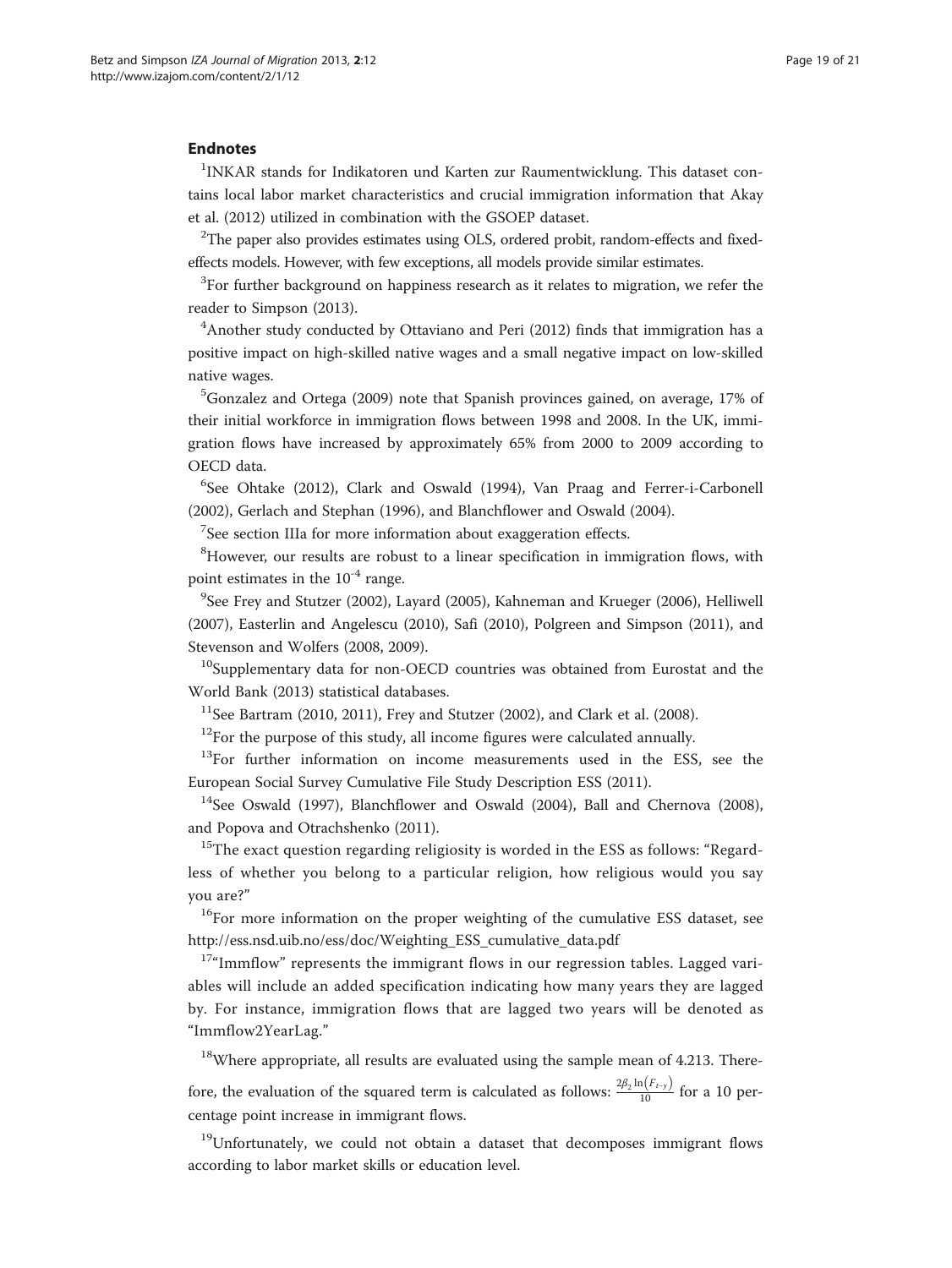## Endnotes

[1]INKAR stands for Indikatoren und Karten zur Raumentwicklung. This dataset contains local labor market characteristics and crucial immigration information that Akay et al. (2012) utilized in combination with the GSOEP dataset.

[2]The paper also provides estimates using OLS, ordered probit, random-effects and fixed-effects models. However, with few exceptions, all models provide similar estimates.

[3]For further background on happiness research as it relates to migration, we refer the reader to Simpson (2013).

[4]Another study conducted by Ottaviano and Peri (2012) finds that immigration has a positive impact on high-skilled native wages and a small negative impact on low-skilled native wages.

[5]Gonzalez and Ortega (2009) note that Spanish provinces gained, on average, 17% of their initial workforce in immigration flows between 1998 and 2008. In the UK, immigration flows have increased by approximately 65% from 2000 to 2009 according to OECD data.

[6]See Ohtake (2012), Clark and Oswald (1994), Van Praag and Ferrer-i-Carbonell (2002), Gerlach and Stephan (1996), and Blanchflower and Oswald (2004).

[7]See section IIIa for more information about exaggeration effects.

[8]However, our results are robust to a linear specification in immigration flows, with point estimates in the $10^{-4}$ range.

[9]See Frey and Stutzer (2002), Layard (2005), Kahneman and Krueger (2006), Helliwell (2007), Easterlin and Angelescu (2010), Safi (2010), Polgreen and Simpson (2011), and Stevenson and Wolfers (2008, 2009).

[10]Supplementary data for non-OECD countries was obtained from Eurostat and the World Bank (2013) statistical databases.

[11]See Bartram (2010, 2011), Frey and Stutzer (2002), and Clark et al. (2008).

[12]For the purpose of this study, all income figures were calculated annually.

[13]For further information on income measurements used in the ESS, see the European Social Survey Cumulative File Study Description ESS (2011).

[14]See Oswald (1997), Blanchflower and Oswald (2004), Ball and Chernova (2008), and Popova and Otrachshenko (2011).

[15]The exact question regarding religiosity is worded in the ESS as follows: "Regardless of whether you belong to a particular religion, how religious would you say you are?"

[16]For more information on the proper weighting of the cumulative ESS dataset, see http://ess.nsd.uib.no/ess/doc/Weighting_ESS_cumulative_data.pdf

[17]"Immflow" represents the immigrant flows in our regression tables. Lagged variables will include an added specification indicating how many years they are lagged by. For instance, immigration flows that are lagged two years will be denoted as "Immflow2YearLag."

[18]Where appropriate, all results are evaluated using the sample mean of 4.213. Therefore, the evaluation of the squared term is calculated as follows: $\frac{2\beta_2 \ln\left(F_{t-y}\right)}{10}$ for a 10 percentage point increase in immigrant flows.

[19]Unfortunately, we could not obtain a dataset that decomposes immigrant flows according to labor market skills or education level.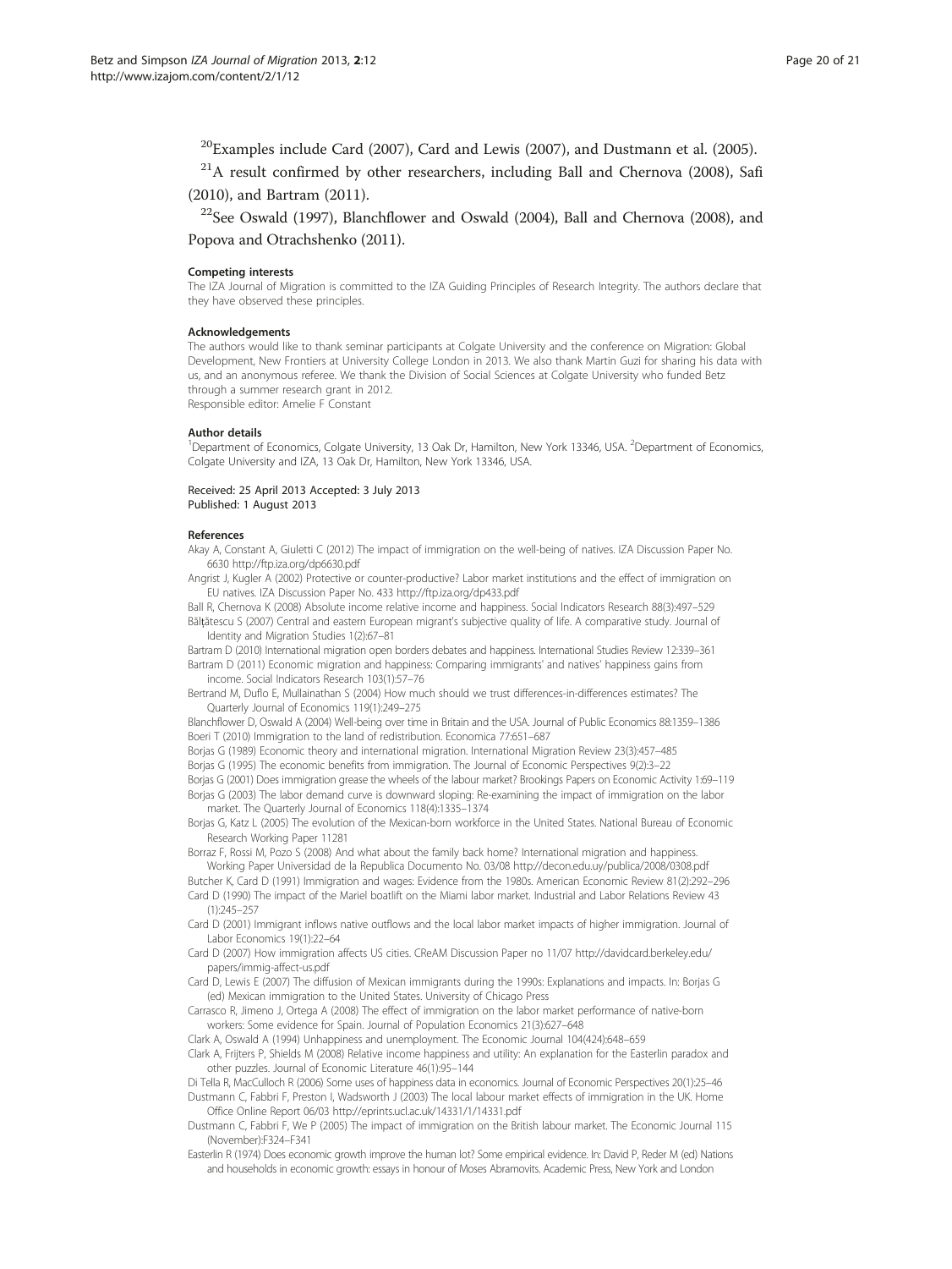[20]Examples include Card (2007), Card and Lewis (2007), and Dustmann et al. (2005).

[21]A result confirmed by other researchers, including Ball and Chernova (2008), Safi (2010), and Bartram (2011).

[22]See Oswald (1997), Blanchflower and Oswald (2004), Ball and Chernova (2008), and Popova and Otrachshenko (2011).

#### Competing interests

The IZA Journal of Migration is committed to the IZA Guiding Principles of Research Integrity. The authors declare that they have observed these principles.

#### Acknowledgements

The authors would like to thank seminar participants at Colgate University and the conference on Migration: Global Development, New Frontiers at University College London in 2013. We also thank Martin Guzi for sharing his data with us, and an anonymous referee. We thank the Division of Social Sciences at Colgate University who funded Betz through a summer research grant in 2012.
Responsible editor: Amelie F Constant

#### Author details

[1]Department of Economics, Colgate University, 13 Oak Dr, Hamilton, New York 13346, USA. [2]Department of Economics, Colgate University and IZA, 13 Oak Dr, Hamilton, New York 13346, USA.

Received: 25 April 2013 Accepted: 3 July 2013
Published: 1 August 2013

#### References

Akay A, Constant A, Giuletti C (2012) The impact of immigration on the well-being of natives. IZA Discussion Paper No. 6630 http://ftp.iza.org/dp6630.pdf

Angrist J, Kugler A (2002) Protective or counter-productive? Labor market institutions and the effect of immigration on EU natives. IZA Discussion Paper No. 433 http://ftp.iza.org/dp433.pdf

Ball R, Chernova K (2008) Absolute income relative income and happiness. Social Indicators Research 88(3):497–529

Bălţătescu S (2007) Central and eastern European migrant's subjective quality of life. A comparative study. Journal of Identity and Migration Studies 1(2):67–81

Bartram D (2010) International migration open borders debates and happiness. International Studies Review 12:339–361

Bartram D (2011) Economic migration and happiness: Comparing immigrants' and natives' happiness gains from income. Social Indicators Research 103(1):57–76

Bertrand M, Duflo E, Mullainathan S (2004) How much should we trust differences-in-differences estimates? The Quarterly Journal of Economics 119(1):249–275

Blanchflower D, Oswald A (2004) Well-being over time in Britain and the USA. Journal of Public Economics 88:1359–1386

Boeri T (2010) Immigration to the land of redistribution. Economica 77:651–687

Borjas G (1989) Economic theory and international migration. International Migration Review 23(3):457–485

Borjas G (1995) The economic benefits from immigration. The Journal of Economic Perspectives 9(2):3–22

Borjas G (2001) Does immigration grease the wheels of the labour market? Brookings Papers on Economic Activity 1:69–119

Borjas G (2003) The labor demand curve is downward sloping: Re-examining the impact of immigration on the labor market. The Quarterly Journal of Economics 118(4):1335–1374

Borjas G, Katz L (2005) The evolution of the Mexican-born workforce in the United States. National Bureau of Economic Research Working Paper 11281

Borraz F, Rossi M, Pozo S (2008) And what about the family back home? International migration and happiness. Working Paper Universidad de la Republica Documento No. 03/08 http://decon.edu.uy/publica/2008/0308.pdf

Butcher K, Card D (1991) Immigration and wages: Evidence from the 1980s. American Economic Review 81(2):292–296

Card D (1990) The impact of the Mariel boatlift on the Miami labor market. Industrial and Labor Relations Review 43 (1):245–257

Card D (2001) Immigrant inflows native outflows and the local labor market impacts of higher immigration. Journal of Labor Economics 19(1):22–64

Card D (2007) How immigration affects US cities. CReAM Discussion Paper no 11/07 http://davidcard.berkeley.edu/papers/immig-affect-us.pdf

Card D, Lewis E (2007) The diffusion of Mexican immigrants during the 1990s: Explanations and impacts. In: Borjas G (ed) Mexican immigration to the United States. University of Chicago Press

Carrasco R, Jimeno J, Ortega A (2008) The effect of immigration on the labor market performance of native-born workers: Some evidence for Spain. Journal of Population Economics 21(3):627–648

Clark A, Oswald A (1994) Unhappiness and unemployment. The Economic Journal 104(424):648–659

Clark A, Frijters P, Shields M (2008) Relative income happiness and utility: An explanation for the Easterlin paradox and other puzzles. Journal of Economic Literature 46(1):95–144

Di Tella R, MacCulloch R (2006) Some uses of happiness data in economics. Journal of Economic Perspectives 20(1):25–46

Dustmann C, Fabbri F, Preston I, Wadsworth J (2003) The local labour market effects of immigration in the UK. Home Office Online Report 06/03 http://eprints.ucl.ac.uk/14331/1/14331.pdf

Dustmann C, Fabbri F, We P (2005) The impact of immigration on the British labour market. The Economic Journal 115 (November):F324–F341

Easterlin R (1974) Does economic growth improve the human lot? Some empirical evidence. In: David P, Reder M (ed) Nations and households in economic growth: essays in honour of Moses Abramovits. Academic Press, New York and London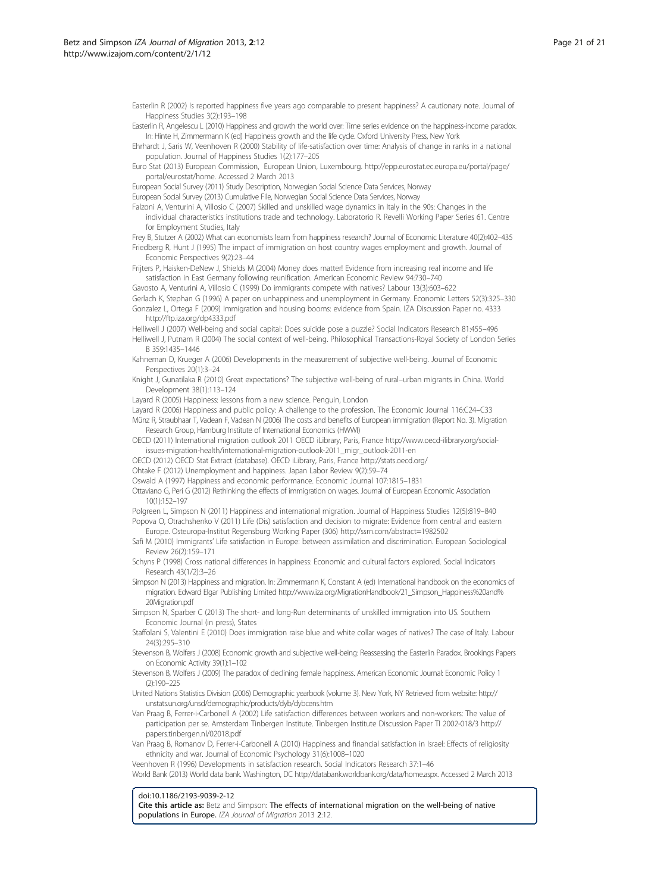Easterlin R (2002) Is reported happiness five years ago comparable to present happiness? A cautionary note. Journal of Happiness Studies 3(2):193–198

Easterlin R, Angelescu L (2010) Happiness and growth the world over: Time series evidence on the happiness-income paradox. In: Hinte H, Zimmermann K (ed) Happiness growth and the life cycle. Oxford University Press, New York

Ehrhardt J, Saris W, Veenhoven R (2000) Stability of life-satisfaction over time: Analysis of change in ranks in a national population. Journal of Happiness Studies 1(2):177–205

Euro Stat (2013) European Commission, European Union, Luxembourg. http://epp.eurostat.ec.europa.eu/portal/page/portal/eurostat/home. Accessed 2 March 2013

European Social Survey (2011) Study Description, Norwegian Social Science Data Services, Norway

European Social Survey (2013) Cumulative File, Norwegian Social Science Data Services, Norway

Falzoni A, Venturini A, Villosio C (2007) Skilled and unskilled wage dynamics in Italy in the 90s: Changes in the individual characteristics institutions trade and technology. Laboratorio R. Revelli Working Paper Series 61. Centre for Employment Studies, Italy

Frey B, Stutzer A (2002) What can economists learn from happiness research? Journal of Economic Literature 40(2):402–435

Friedberg R, Hunt J (1995) The impact of immigration on host country wages employment and growth. Journal of Economic Perspectives 9(2):23–44

Frijters P, Haisken-DeNew J, Shields M (2004) Money does matter! Evidence from increasing real income and life satisfaction in East Germany following reunification. American Economic Review 94:730–740

Gavosto A, Venturini A, Villosio C (1999) Do immigrants compete with natives? Labour 13(3):603–622

Gerlach K, Stephan G (1996) A paper on unhappiness and unemployment in Germany. Economic Letters 52(3):325–330

Gonzalez L, Ortega F (2009) Immigration and housing booms: evidence from Spain. IZA Discussion Paper no. 4333 http://ftp.iza.org/dp4333.pdf

Helliwell J (2007) Well-being and social capital: Does suicide pose a puzzle? Social Indicators Research 81:455–496

Helliwell J, Putnam R (2004) The social context of well-being. Philosophical Transactions-Royal Society of London Series B 359:1435–1446

Kahneman D, Krueger A (2006) Developments in the measurement of subjective well-being. Journal of Economic Perspectives 20(1):3–24

Knight J, Gunatilaka R (2010) Great expectations? The subjective well-being of rural–urban migrants in China. World Development 38(1):113–124

Layard R (2005) Happiness: lessons from a new science. Penguin, London

Layard R (2006) Happiness and public policy: A challenge to the profession. The Economic Journal 116:C24–C33

Münz R, Straubhaar T, Vadean F, Vadean N (2006) The costs and benefits of European immigration (Report No. 3). Migration Research Group, Hamburg Institute of International Economics (HWWI)

OECD (2011) International migration outlook 2011 OECD iLibrary, Paris, France http://www.oecd-ilibrary.org/social-issues-migration-health/international-migration-outlook-2011_migr_outlook-2011-en

OECD (2012) OECD Stat Extract (database). OECD iLibrary, Paris, France http://stats.oecd.org/

Ohtake F (2012) Unemployment and happiness. Japan Labor Review 9(2):59–74

Oswald A (1997) Happiness and economic performance. Economic Journal 107:1815–1831

Ottaviano G, Peri G (2012) Rethinking the effects of immigration on wages. Journal of European Economic Association 10(1):152–197

Polgreen L, Simpson N (2011) Happiness and international migration. Journal of Happiness Studies 12(5):819–840

Popova O, Otrachshenko V (2011) Life (Dis) satisfaction and decision to migrate: Evidence from central and eastern Europe. Osteuropa-Institut Regensburg Working Paper (306) http://ssrn.com/abstract=1982502

Safi M (2010) Immigrants' Life satisfaction in Europe: between assimilation and discrimination. European Sociological Review 26(2):159–171

Schyns P (1998) Cross national differences in happiness: Economic and cultural factors explored. Social Indicators Research 43(1/2):3–26

Simpson N (2013) Happiness and migration. In: Zimmermann K, Constant A (ed) International handbook on the economics of migration. Edward Elgar Publishing Limited http://www.iza.org/MigrationHandbook/21_Simpson_Happiness%20and%20Migration.pdf

Simpson N, Sparber C (2013) The short- and long-Run determinants of unskilled immigration into US. Southern Economic Journal (in press), States

Staffolani S, Valentini E (2010) Does immigration raise blue and white collar wages of natives? The case of Italy. Labour 24(3):295–310

Stevenson B, Wolfers J (2008) Economic growth and subjective well-being: Reassessing the Easterlin Paradox. Brookings Papers on Economic Activity 39(1):1–102

Stevenson B, Wolfers J (2009) The paradox of declining female happiness. American Economic Journal: Economic Policy 1 (2):190–225

United Nations Statistics Division (2006) Demographic yearbook (volume 3). New York, NY Retrieved from website: http://unstats.un.org/unsd/demographic/products/dyb/dybcens.htm

Van Praag B, Ferrer-i-Carbonell A (2002) Life satisfaction differences between workers and non-workers: The value of participation per se. Amsterdam Tinbergen Institute. Tinbergen Institute Discussion Paper TI 2002-018/3 http://papers.tinbergen.nl/02018.pdf

Van Praag B, Romanov D, Ferrer-i-Carbonell A (2010) Happiness and financial satisfaction in Israel: Effects of religiosity ethnicity and war. Journal of Economic Psychology 31(6):1008–1020

Veenhoven R (1996) Developments in satisfaction research. Social Indicators Research 37:1–46

World Bank (2013) World data bank. Washington, DC http://databank.worldbank.org/data/home.aspx. Accessed 2 March 2013

doi:10.1186/2193-9039-2-12

**Cite this article as:** Betz and Simpson: **The effects of international migration on the well-being of native populations in Europe.** *IZA Journal of Migration* 2013 **2**:12.